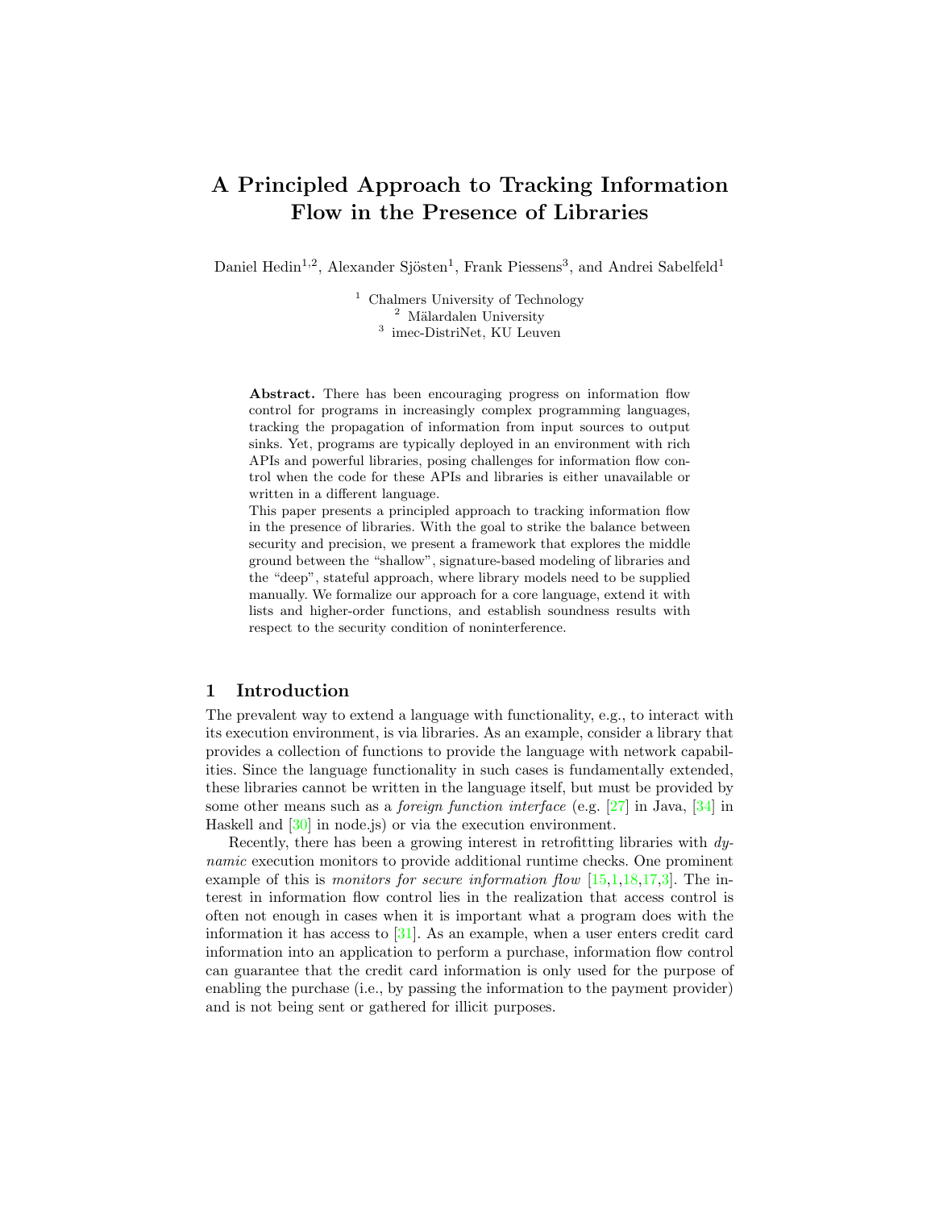# A Principled Approach to Tracking Information Flow in the Presence of Libraries

Daniel Hedin[1,2], Alexander Sjösten[1], Frank Piessens[3], and Andrei Sabelfeld[1]

[1] Chalmers University of Technology
[2] Mälardalen University
[3] imec-DistriNet, KU Leuven

**Abstract.** There has been encouraging progress on information flow control for programs in increasingly complex programming languages, tracking the propagation of information from input sources to output sinks. Yet, programs are typically deployed in an environment with rich APIs and powerful libraries, posing challenges for information flow control when the code for these APIs and libraries is either unavailable or written in a different language.

This paper presents a principled approach to tracking information flow in the presence of libraries. With the goal to strike the balance between security and precision, we present a framework that explores the middle ground between the "shallow", signature-based modeling of libraries and the "deep", stateful approach, where library models need to be supplied manually. We formalize our approach for a core language, extend it with lists and higher-order functions, and establish soundness results with respect to the security condition of noninterference.

## 1 Introduction

The prevalent way to extend a language with functionality, e.g., to interact with its execution environment, is via libraries. As an example, consider a library that provides a collection of functions to provide the language with network capabilities. Since the language functionality in such cases is fundamentally extended, these libraries cannot be written in the language itself, but must be provided by some other means such as a *foreign function interface* (e.g. [27] in Java, [34] in Haskell and [30] in node.js) or via the execution environment.

Recently, there has been a growing interest in retrofitting libraries with *dynamic* execution monitors to provide additional runtime checks. One prominent example of this is *monitors for secure information flow* [15,1,18,17,3]. The interest in information flow control lies in the realization that access control is often not enough in cases when it is important what a program does with the information it has access to [31]. As an example, when a user enters credit card information into an application to perform a purchase, information flow control can guarantee that the credit card information is only used for the purpose of enabling the purchase (i.e., by passing the information to the payment provider) and is not being sent or gathered for illicit purposes.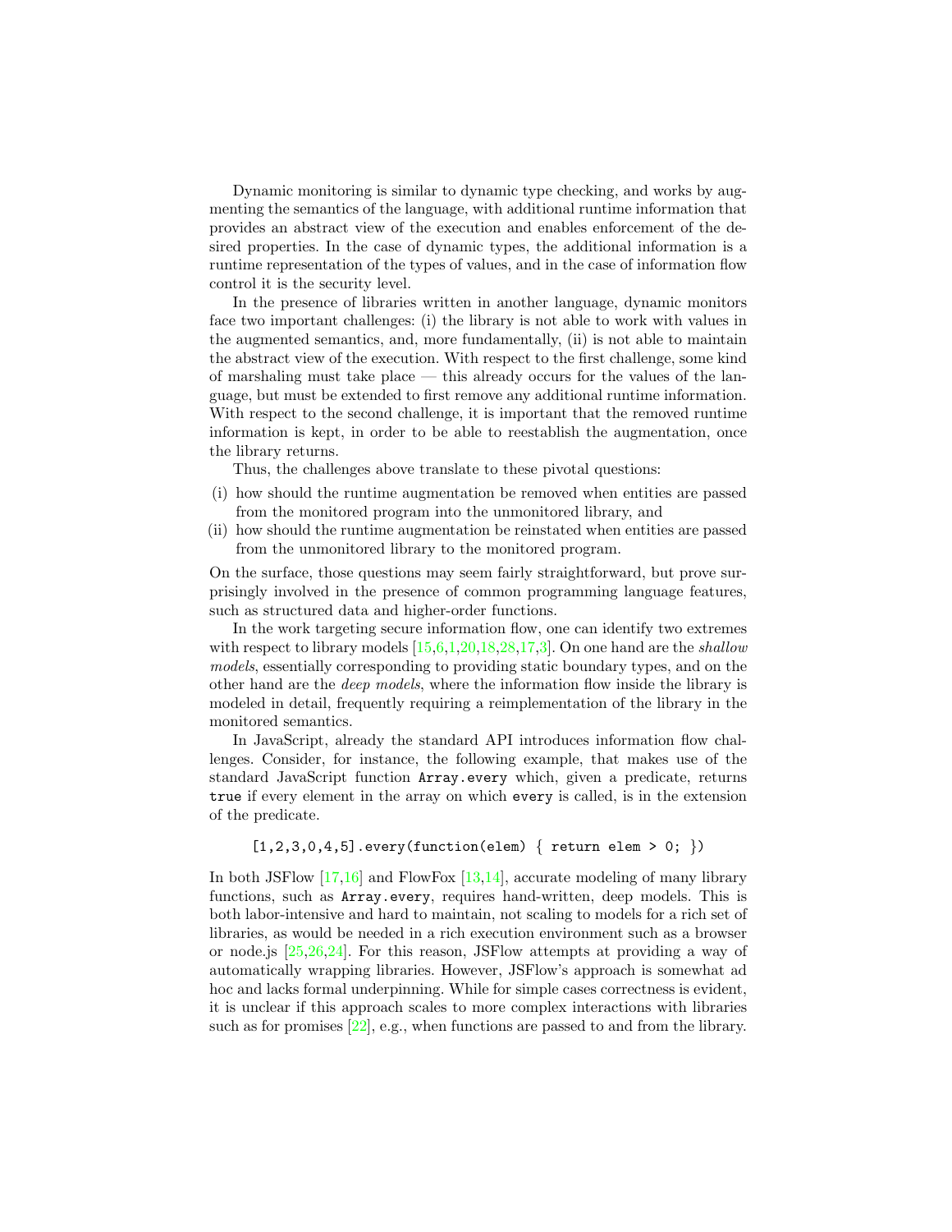Dynamic monitoring is similar to dynamic type checking, and works by augmenting the semantics of the language, with additional runtime information that provides an abstract view of the execution and enables enforcement of the desired properties. In the case of dynamic types, the additional information is a runtime representation of the types of values, and in the case of information flow control it is the security level.

In the presence of libraries written in another language, dynamic monitors face two important challenges: (i) the library is not able to work with values in the augmented semantics, and, more fundamentally, (ii) is not able to maintain the abstract view of the execution. With respect to the first challenge, some kind of marshaling must take place — this already occurs for the values of the language, but must be extended to first remove any additional runtime information. With respect to the second challenge, it is important that the removed runtime information is kept, in order to be able to reestablish the augmentation, once the library returns.

Thus, the challenges above translate to these pivotal questions:

(i) how should the runtime augmentation be removed when entities are passed from the monitored program into the unmonitored library, and
(ii) how should the runtime augmentation be reinstated when entities are passed from the unmonitored library to the monitored program.

On the surface, those questions may seem fairly straightforward, but prove surprisingly involved in the presence of common programming language features, such as structured data and higher-order functions.

In the work targeting secure information flow, one can identify two extremes with respect to library models [15,6,1,20,18,28,17,3]. On one hand are the *shallow models*, essentially corresponding to providing static boundary types, and on the other hand are the *deep models*, where the information flow inside the library is modeled in detail, frequently requiring a reimplementation of the library in the monitored semantics.

In JavaScript, already the standard API introduces information flow challenges. Consider, for instance, the following example, that makes use of the standard JavaScript function `Array.every` which, given a predicate, returns `true` if every element in the array on which `every` is called, is in the extension of the predicate.

```
[1,2,3,0,4,5].every(function(elem) { return elem > 0; })
```

In both JSFlow [17,16] and FlowFox [13,14], accurate modeling of many library functions, such as `Array.every`, requires hand-written, deep models. This is both labor-intensive and hard to maintain, not scaling to models for a rich set of libraries, as would be needed in a rich execution environment such as a browser or node.js [25,26,24]. For this reason, JSFlow attempts at providing a way of automatically wrapping libraries. However, JSFlow's approach is somewhat ad hoc and lacks formal underpinning. While for simple cases correctness is evident, it is unclear if this approach scales to more complex interactions with libraries such as for promises [22], e.g., when functions are passed to and from the library.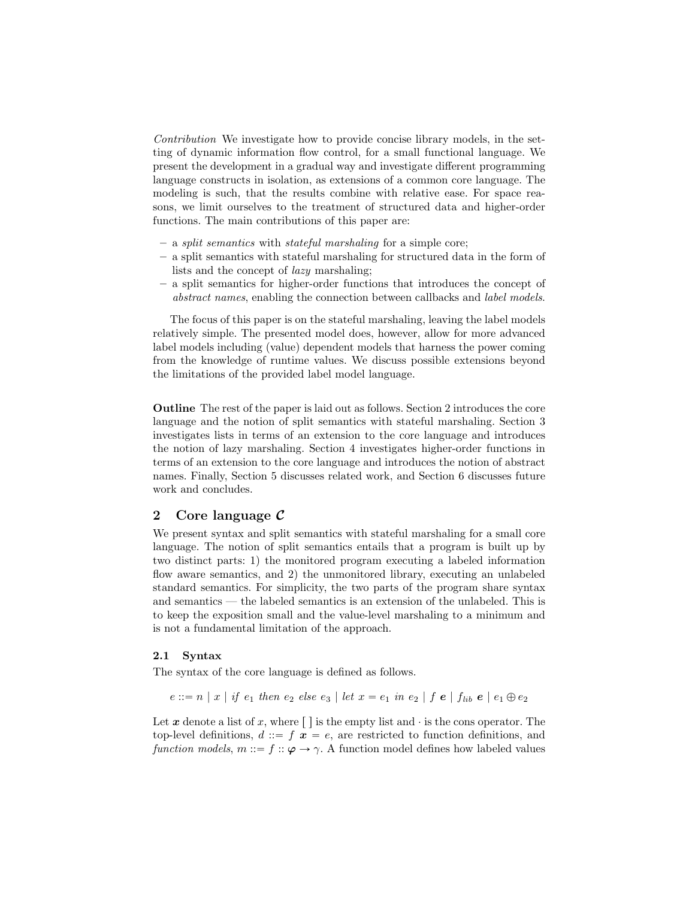*Contribution* We investigate how to provide concise library models, in the setting of dynamic information flow control, for a small functional language. We present the development in a gradual way and investigate different programming language constructs in isolation, as extensions of a common core language. The modeling is such, that the results combine with relative ease. For space reasons, we limit ourselves to the treatment of structured data and higher-order functions. The main contributions of this paper are:

- a *split semantics* with *stateful marshaling* for a simple core;
- a split semantics with stateful marshaling for structured data in the form of lists and the concept of *lazy* marshaling;
- a split semantics for higher-order functions that introduces the concept of *abstract names*, enabling the connection between callbacks and *label models*.

The focus of this paper is on the stateful marshaling, leaving the label models relatively simple. The presented model does, however, allow for more advanced label models including (value) dependent models that harness the power coming from the knowledge of runtime values. We discuss possible extensions beyond the limitations of the provided label model language.

**Outline** The rest of the paper is laid out as follows. Section 2 introduces the core language and the notion of split semantics with stateful marshaling. Section 3 investigates lists in terms of an extension to the core language and introduces the notion of lazy marshaling. Section 4 investigates higher-order functions in terms of an extension to the core language and introduces the notion of abstract names. Finally, Section 5 discusses related work, and Section 6 discusses future work and concludes.

## 2 Core language $\mathcal{C}$

We present syntax and split semantics with stateful marshaling for a small core language. The notion of split semantics entails that a program is built up by two distinct parts: 1) the monitored program executing a labeled information flow aware semantics, and 2) the unmonitored library, executing an unlabeled standard semantics. For simplicity, the two parts of the program share syntax and semantics — the labeled semantics is an extension of the unlabeled. This is to keep the exposition small and the value-level marshaling to a minimum and is not a fundamental limitation of the approach.

### 2.1 Syntax

The syntax of the core language is defined as follows.

$$e ::= n \mid x \mid \mathit{if}\ e_1\ \mathit{then}\ e_2\ \mathit{else}\ e_3 \mid \mathit{let}\ x = e_1\ \mathit{in}\ e_2 \mid f\ \boldsymbol{e} \mid f_{lib}\ \boldsymbol{e} \mid e_1 \oplus e_2$$

Let $\boldsymbol{x}$ denote a list of $x$, where $[\,]$ is the empty list and $\cdot$ is the cons operator. The top-level definitions, $d ::= f\ \boldsymbol{x} = e$, are restricted to function definitions, and *function models*, $m ::= f :: \boldsymbol{\varphi} \to \gamma$. A function model defines how labeled values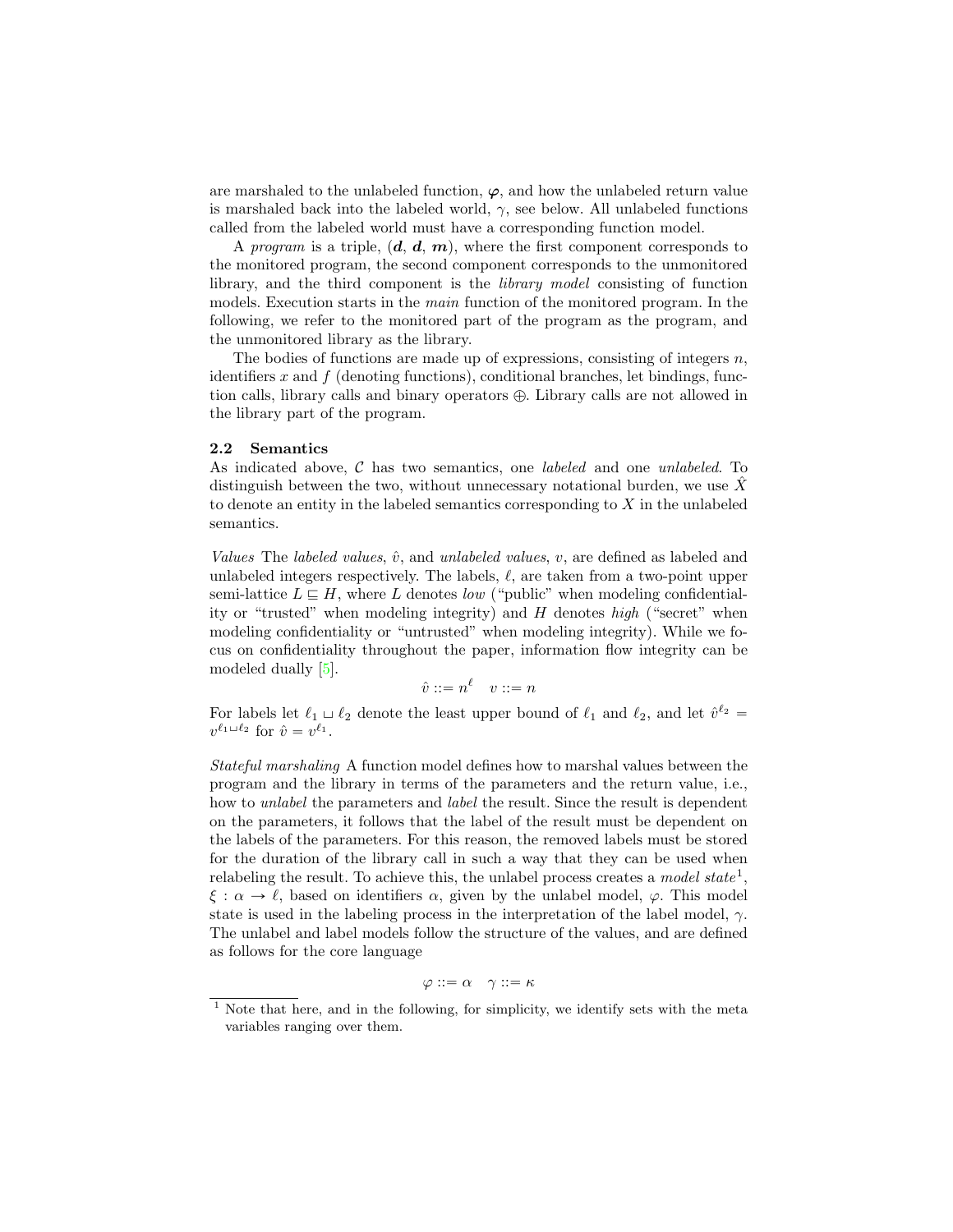are marshaled to the unlabeled function, $\boldsymbol{\varphi}$, and how the unlabeled return value is marshaled back into the labeled world, $\gamma$, see below. All unlabeled functions called from the labeled world must have a corresponding function model.

A *program* is a triple, $(\boldsymbol{d}, \boldsymbol{d}, \boldsymbol{m})$, where the first component corresponds to the monitored program, the second component corresponds to the unmonitored library, and the third component is the *library model* consisting of function models. Execution starts in the *main* function of the monitored program. In the following, we refer to the monitored part of the program as the program, and the unmonitored library as the library.

The bodies of functions are made up of expressions, consisting of integers $n$, identifiers $x$ and $f$ (denoting functions), conditional branches, let bindings, function calls, library calls and binary operators $\oplus$. Library calls are not allowed in the library part of the program.

### 2.2 Semantics

As indicated above, $\mathcal{C}$ has two semantics, one *labeled* and one *unlabeled*. To distinguish between the two, without unnecessary notational burden, we use $\hat{X}$ to denote an entity in the labeled semantics corresponding to $X$ in the unlabeled semantics.

*Values* The *labeled values*, $\hat{v}$, and *unlabeled values*, $v$, are defined as labeled and unlabeled integers respectively. The labels, $\ell$, are taken from a two-point upper semi-lattice $L \sqsubseteq H$, where $L$ denotes *low* ("public" when modeling confidentiality or "trusted" when modeling integrity) and $H$ denotes *high* ("secret" when modeling confidentiality or "untrusted" when modeling integrity). While we focus on confidentiality throughout the paper, information flow integrity can be modeled dually [5].

$$\hat{v} ::= n^{\ell} \quad v ::= n$$

For labels let $\ell_1 \sqcup \ell_2$ denote the least upper bound of $\ell_1$ and $\ell_2$, and let $\hat{v}^{\ell_2} = v^{\ell_1 \sqcup \ell_2}$ for $\hat{v} = v^{\ell_1}$.

*Stateful marshaling* A function model defines how to marshal values between the program and the library in terms of the parameters and the return value, i.e., how to *unlabel* the parameters and *label* the result. Since the result is dependent on the parameters, it follows that the label of the result must be dependent on the labels of the parameters. For this reason, the removed labels must be stored for the duration of the library call in such a way that they can be used when relabeling the result. To achieve this, the unlabel process creates a *model state*[1], $\xi : \alpha \to \ell$, based on identifiers $\alpha$, given by the unlabel model, $\varphi$. This model state is used in the labeling process in the interpretation of the label model, $\gamma$. The unlabel and label models follow the structure of the values, and are defined as follows for the core language

$$\varphi ::= \alpha \quad \gamma ::= \kappa$$

[1] Note that here, and in the following, for simplicity, we identify sets with the meta variables ranging over them.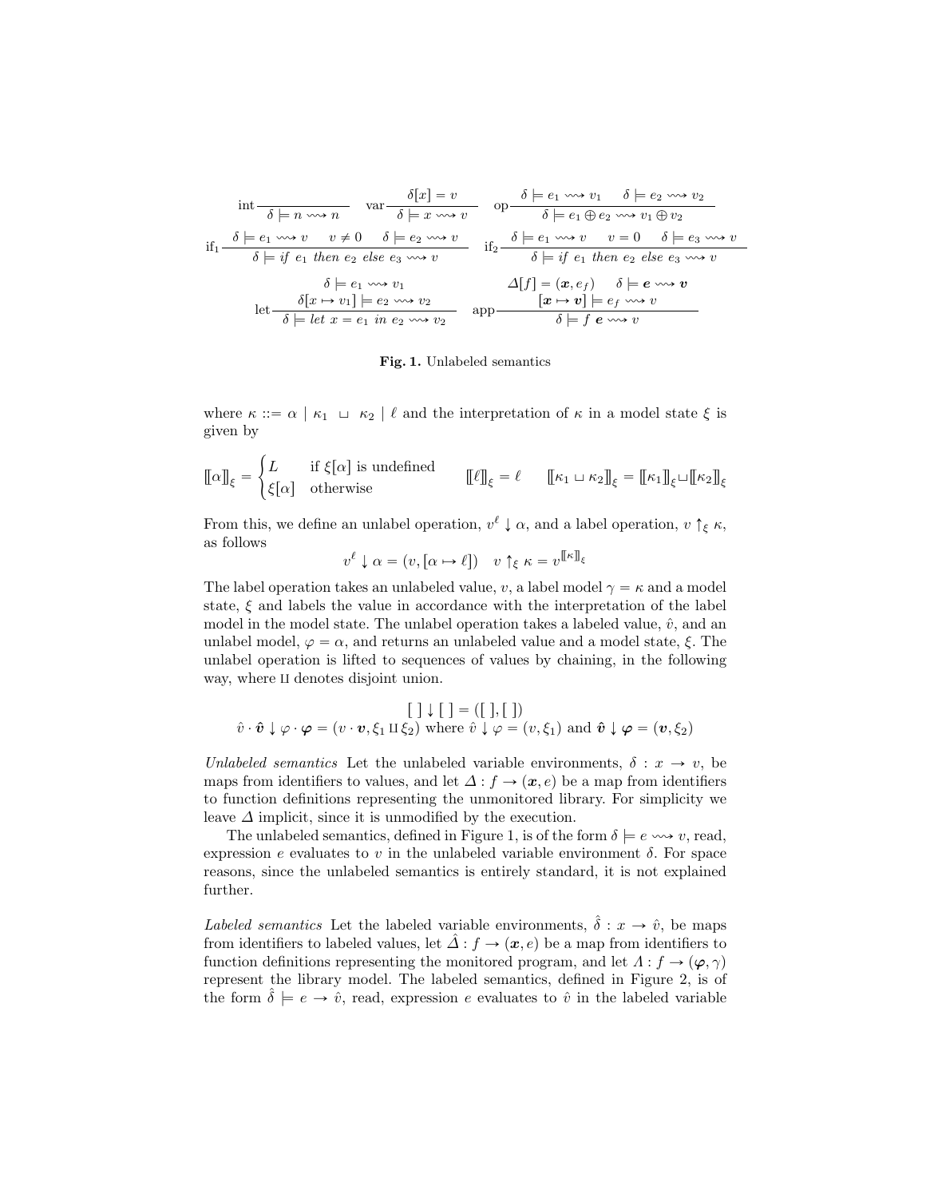$$\text{int}\frac{}{\delta \models n \rightsquigarrow n} \qquad \text{var}\frac{\delta[x] = v}{\delta \models x \rightsquigarrow v} \qquad \text{op}\frac{\delta \models e_1 \rightsquigarrow v_1 \qquad \delta \models e_2 \rightsquigarrow v_2}{\delta \models e_1 \oplus e_2 \rightsquigarrow v_1 \oplus v_2}$$

$$\text{if}_1\frac{\delta \models e_1 \rightsquigarrow v \qquad v \neq 0 \qquad \delta \models e_2 \rightsquigarrow v}{\delta \models \mathit{if}\ e_1\ \mathit{then}\ e_2\ \mathit{else}\ e_3 \rightsquigarrow v} \qquad \text{if}_2\frac{\delta \models e_1 \rightsquigarrow v \qquad v = 0 \qquad \delta \models e_3 \rightsquigarrow v}{\delta \models \mathit{if}\ e_1\ \mathit{then}\ e_2\ \mathit{else}\ e_3 \rightsquigarrow v}$$

$$\text{let}\frac{\begin{array}{c}\delta \models e_1 \rightsquigarrow v_1 \\ \delta[x \mapsto v_1] \models e_2 \rightsquigarrow v_2\end{array}}{\delta \models \mathit{let}\ x = e_1\ \mathit{in}\ e_2 \rightsquigarrow v_2} \qquad \text{app}\frac{\begin{array}{c}\Delta[f] = (\boldsymbol{x}, e_f) \qquad \delta \models \boldsymbol{e} \rightsquigarrow \boldsymbol{v} \\ [\boldsymbol{x} \mapsto \boldsymbol{v}] \models e_f \rightsquigarrow v\end{array}}{\delta \models f\ \boldsymbol{e} \rightsquigarrow v}$$

**Fig. 1.** Unlabeled semantics

where $\kappa ::= \alpha \mid \kappa_1 \sqcup \kappa_2 \mid \ell$ and the interpretation of $\kappa$ in a model state $\xi$ is given by

$$[\![\alpha]\!]_\xi = \begin{cases} L & \text{if } \xi[\alpha] \text{ is undefined} \\ \xi[\alpha] & \text{otherwise} \end{cases} \qquad [\![\ell]\!]_\xi = \ell \qquad [\![\kappa_1 \sqcup \kappa_2]\!]_\xi = [\![\kappa_1]\!]_\xi \sqcup [\![\kappa_2]\!]_\xi$$

From this, we define an unlabel operation, $v^\ell \downarrow \alpha$, and a label operation, $v \uparrow_\xi \kappa$, as follows

$$v^\ell \downarrow \alpha = (v, [\alpha \mapsto \ell]) \quad v \uparrow_\xi \kappa = v^{[\![\kappa]\!]_\xi}$$

The label operation takes an unlabeled value, $v$, a label model $\gamma = \kappa$ and a model state, $\xi$ and labels the value in accordance with the interpretation of the label model in the model state. The unlabel operation takes a labeled value, $\hat{v}$, and an unlabel model, $\varphi = \alpha$, and returns an unlabeled value and a model state, $\xi$. The unlabel operation is lifted to sequences of values by chaining, in the following way, where $\amalg$ denotes disjoint union.

$$[\,] \downarrow [\,] = ([\,], [\,])$$
$$\hat{v} \cdot \hat{\boldsymbol{v}} \downarrow \varphi \cdot \boldsymbol{\varphi} = (v \cdot \boldsymbol{v}, \xi_1 \amalg \xi_2) \text{ where } \hat{v} \downarrow \varphi = (v, \xi_1) \text{ and } \hat{\boldsymbol{v}} \downarrow \boldsymbol{\varphi} = (\boldsymbol{v}, \xi_2)$$

*Unlabeled semantics* Let the unlabeled variable environments, $\delta : x \rightarrow v$, be maps from identifiers to values, and let $\Delta : f \rightarrow (\boldsymbol{x}, e)$ be a map from identifiers to function definitions representing the unmonitored library. For simplicity we leave $\Delta$ implicit, since it is unmodified by the execution.

The unlabeled semantics, defined in Figure 1, is of the form $\delta \models e \rightsquigarrow v$, read, expression $e$ evaluates to $v$ in the unlabeled variable environment $\delta$. For space reasons, since the unlabeled semantics is entirely standard, it is not explained further.

*Labeled semantics* Let the labeled variable environments, $\hat{\delta} : x \rightarrow \hat{v}$, be maps from identifiers to labeled values, let $\hat{\Delta} : f \rightarrow (\boldsymbol{x}, e)$ be a map from identifiers to function definitions representing the monitored program, and let $\Lambda : f \rightarrow (\boldsymbol{\varphi}, \gamma)$ represent the library model. The labeled semantics, defined in Figure 2, is of the form $\hat{\delta} \models e \rightarrow \hat{v}$, read, expression $e$ evaluates to $\hat{v}$ in the labeled variable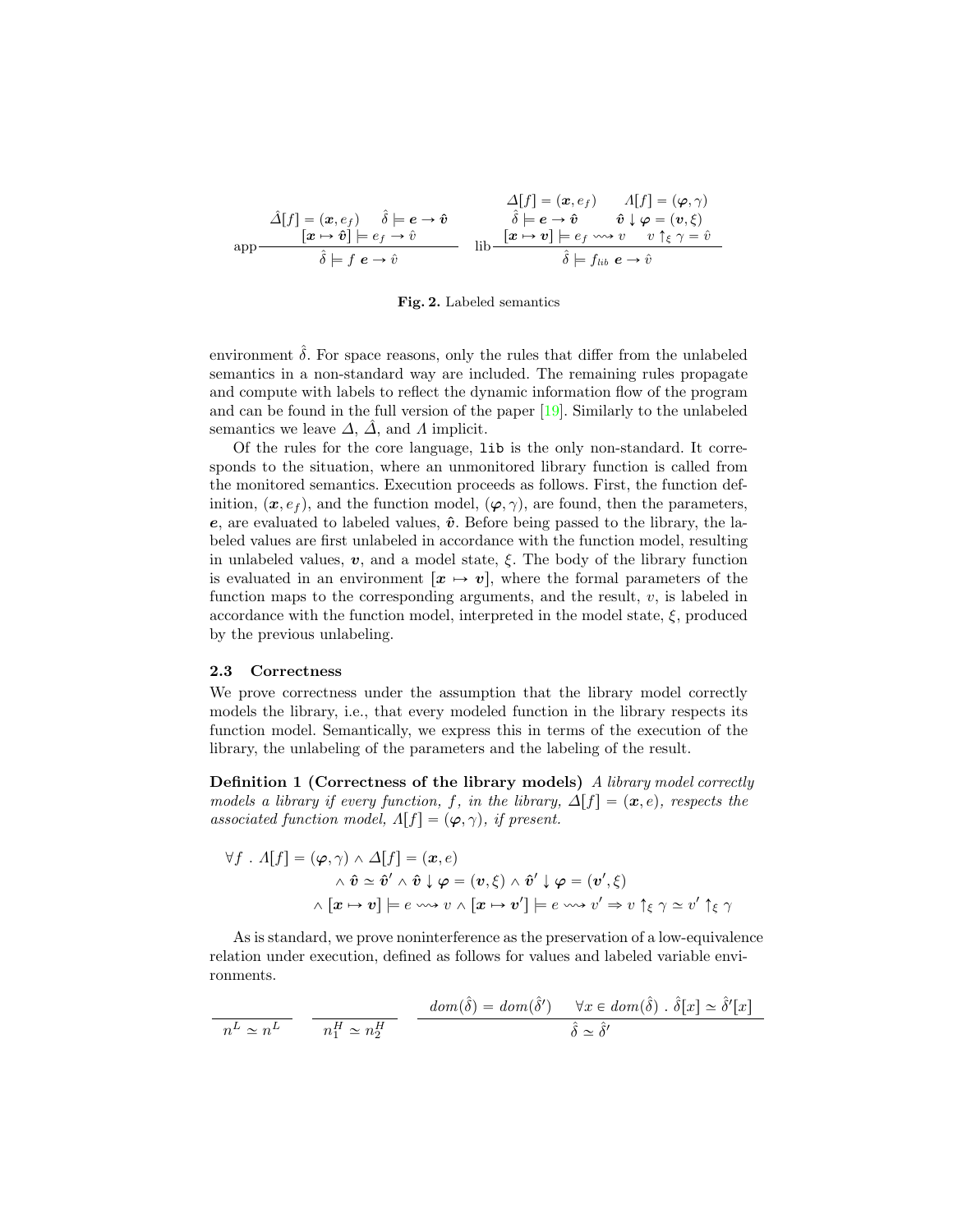$$
\text{app}\ \frac{\hat{\Delta}[f] = (\boldsymbol{x}, e_f) \quad \hat{\delta} \models \boldsymbol{e} \to \hat{\boldsymbol{v}} \quad [\boldsymbol{x} \mapsto \hat{\boldsymbol{v}}] \models e_f \to \hat{v}}{\hat{\delta} \models f\ \boldsymbol{e} \to \hat{v}}
\qquad
\text{lib}\ \frac{\begin{array}{cc} \Delta[f] = (\boldsymbol{x}, e_f) & \Lambda[f] = (\boldsymbol{\varphi}, \gamma) \\ \hat{\delta} \models \boldsymbol{e} \to \hat{\boldsymbol{v}} & \hat{\boldsymbol{v}} \downarrow \boldsymbol{\varphi} = (\boldsymbol{v}, \xi) \\ [\boldsymbol{x} \mapsto \boldsymbol{v}] \models e_f \rightsquigarrow v & v \uparrow_\xi \gamma = \hat{v} \end{array}}{\hat{\delta} \models f_{lib}\ \boldsymbol{e} \to \hat{v}}
$$

**Fig. 2.** Labeled semantics

environment $\hat{\delta}$. For space reasons, only the rules that differ from the unlabeled semantics in a non-standard way are included. The remaining rules propagate and compute with labels to reflect the dynamic information flow of the program and can be found in the full version of the paper [19]. Similarly to the unlabeled semantics we leave $\Delta$, $\hat{\Delta}$, and $\Lambda$ implicit.

Of the rules for the core language, `lib` is the only non-standard. It corresponds to the situation, where an unmonitored library function is called from the monitored semantics. Execution proceeds as follows. First, the function definition, $(\boldsymbol{x}, e_f)$, and the function model, $(\boldsymbol{\varphi}, \gamma)$, are found, then the parameters, $\boldsymbol{e}$, are evaluated to labeled values, $\hat{\boldsymbol{v}}$. Before being passed to the library, the labeled values are first unlabeled in accordance with the function model, resulting in unlabeled values, $\boldsymbol{v}$, and a model state, $\xi$. The body of the library function is evaluated in an environment $[\boldsymbol{x} \mapsto \boldsymbol{v}]$, where the formal parameters of the function maps to the corresponding arguments, and the result, $v$, is labeled in accordance with the function model, interpreted in the model state, $\xi$, produced by the previous unlabeling.

### 2.3 Correctness

We prove correctness under the assumption that the library model correctly models the library, i.e., that every modeled function in the library respects its function model. Semantically, we express this in terms of the execution of the library, the unlabeling of the parameters and the labeling of the result.

**Definition 1 (Correctness of the library models)** *A library model correctly models a library if every function, $f$, in the library, $\Delta[f] = (\boldsymbol{x}, e)$, respects the associated function model, $\Lambda[f] = (\boldsymbol{\varphi}, \gamma)$, if present.*

$$
\begin{aligned}
\forall f\ .\ \Lambda[f] = (\boldsymbol{\varphi}, \gamma) \wedge \Delta[f] = (\boldsymbol{x}, e) \\
\wedge\ \hat{\boldsymbol{v}} \simeq \hat{\boldsymbol{v}}' \wedge \hat{\boldsymbol{v}} \downarrow \boldsymbol{\varphi} = (\boldsymbol{v}, \xi) \wedge \hat{\boldsymbol{v}}' \downarrow \boldsymbol{\varphi} = (\boldsymbol{v}', \xi) \\
\wedge\ [\boldsymbol{x} \mapsto \boldsymbol{v}] \models e \rightsquigarrow v \wedge [\boldsymbol{x} \mapsto \boldsymbol{v}'] \models e \rightsquigarrow v' \Rightarrow v \uparrow_\xi \gamma \simeq v' \uparrow_\xi \gamma
\end{aligned}
$$

As is standard, we prove noninterference as the preservation of a low-equivalence relation under execution, defined as follows for values and labeled variable environments.

$$
\frac{}{n^L \simeq n^L}
\qquad
\frac{}{n_1^H \simeq n_2^H}
\qquad
\frac{dom(\hat{\delta}) = dom(\hat{\delta}') \quad \forall x \in dom(\hat{\delta})\ .\ \hat{\delta}[x] \simeq \hat{\delta}'[x]}{\hat{\delta} \simeq \hat{\delta}'}
$$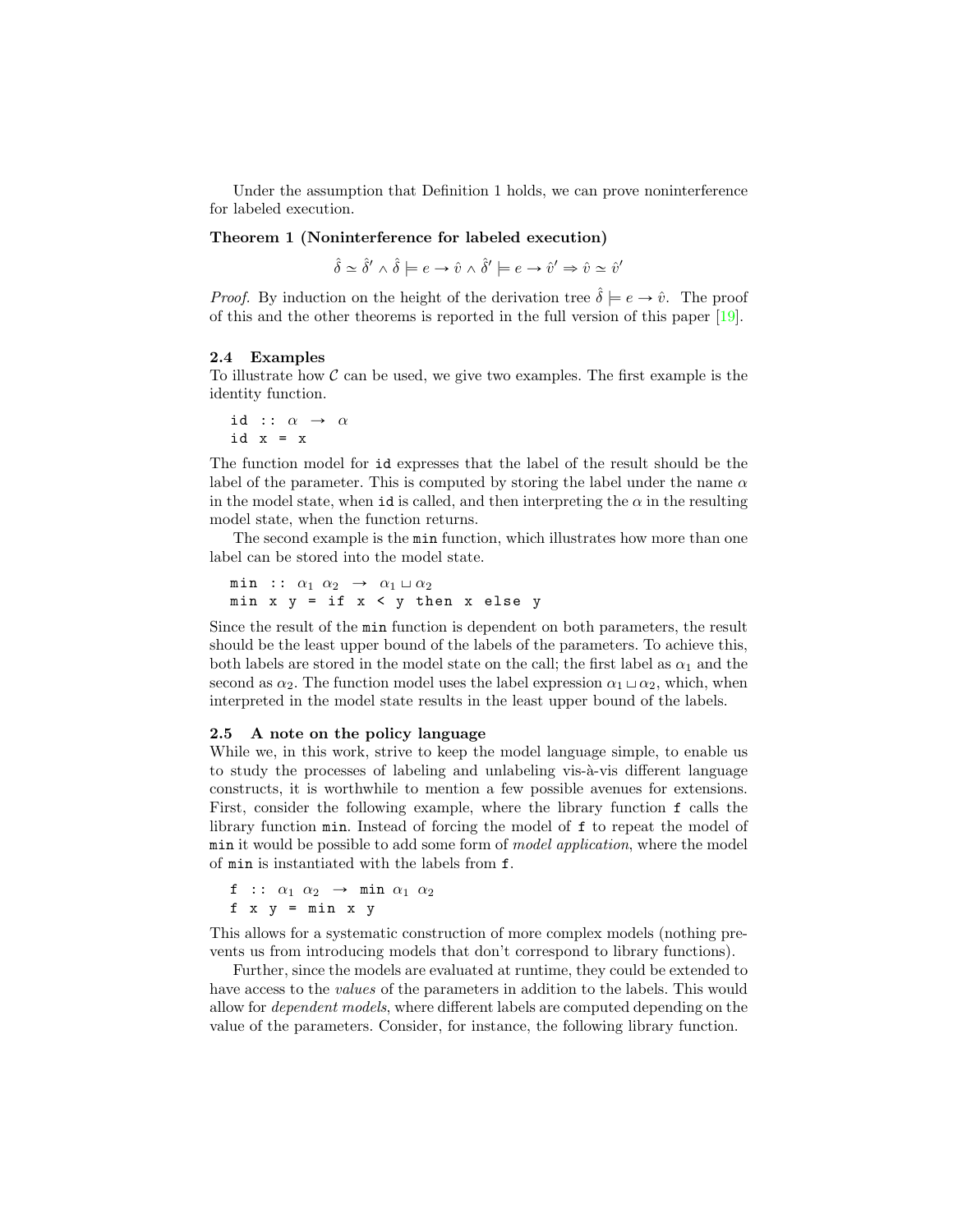Under the assumption that Definition 1 holds, we can prove noninterference for labeled execution.

**Theorem 1 (Noninterference for labeled execution)**

$$\hat{\delta} \simeq \hat{\delta}' \wedge \hat{\delta} \models e \rightarrow \hat{v} \wedge \hat{\delta}' \models e \rightarrow \hat{v}' \Rightarrow \hat{v} \simeq \hat{v}'$$

*Proof.* By induction on the height of the derivation tree $\hat{\delta} \models e \rightarrow \hat{v}$. The proof of this and the other theorems is reported in the full version of this paper [19].

### 2.4 Examples

To illustrate how $\mathcal{C}$ can be used, we give two examples. The first example is the identity function.

```
id :: α → α
id x = x
```

The function model for `id` expresses that the label of the result should be the label of the parameter. This is computed by storing the label under the name $\alpha$ in the model state, when `id` is called, and then interpreting the $\alpha$ in the resulting model state, when the function returns.

The second example is the `min` function, which illustrates how more than one label can be stored into the model state.

```
min :: α1 α2 → α1 ⊔ α2
min x y = if x < y then x else y
```

Since the result of the `min` function is dependent on both parameters, the result should be the least upper bound of the labels of the parameters. To achieve this, both labels are stored in the model state on the call; the first label as $\alpha_1$ and the second as $\alpha_2$. The function model uses the label expression $\alpha_1 \sqcup \alpha_2$, which, when interpreted in the model state results in the least upper bound of the labels.

### 2.5 A note on the policy language

While we, in this work, strive to keep the model language simple, to enable us to study the processes of labeling and unlabeling vis-à-vis different language constructs, it is worthwhile to mention a few possible avenues for extensions. First, consider the following example, where the library function `f` calls the library function `min`. Instead of forcing the model of `f` to repeat the model of `min` it would be possible to add some form of *model application*, where the model of `min` is instantiated with the labels from `f`.

```
f :: α1 α2 → min α1 α2
f x y = min x y
```

This allows for a systematic construction of more complex models (nothing prevents us from introducing models that don't correspond to library functions).

Further, since the models are evaluated at runtime, they could be extended to have access to the *values* of the parameters in addition to the labels. This would allow for *dependent models*, where different labels are computed depending on the value of the parameters. Consider, for instance, the following library function.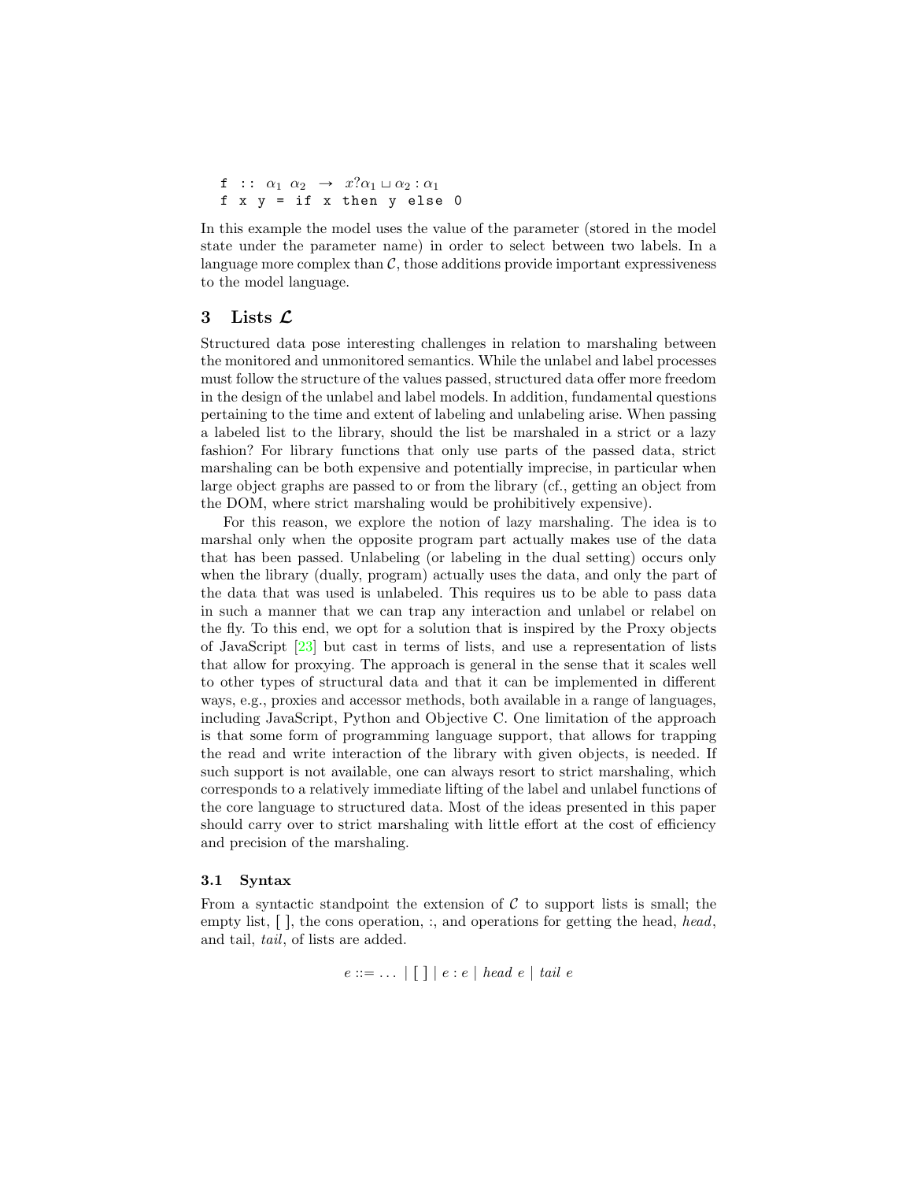```
f :: α₁ α₂ → x?α₁ ⊔ α₂ : α₁
f x y = if x then y else 0
```

In this example the model uses the value of the parameter (stored in the model state under the parameter name) in order to select between two labels. In a language more complex than $\mathcal{C}$, those additions provide important expressiveness to the model language.

## 3 Lists $\mathcal{L}$

Structured data pose interesting challenges in relation to marshaling between the monitored and unmonitored semantics. While the unlabel and label processes must follow the structure of the values passed, structured data offer more freedom in the design of the unlabel and label models. In addition, fundamental questions pertaining to the time and extent of labeling and unlabeling arise. When passing a labeled list to the library, should the list be marshaled in a strict or a lazy fashion? For library functions that only use parts of the passed data, strict marshaling can be both expensive and potentially imprecise, in particular when large object graphs are passed to or from the library (cf., getting an object from the DOM, where strict marshaling would be prohibitively expensive).

For this reason, we explore the notion of lazy marshaling. The idea is to marshal only when the opposite program part actually makes use of the data that has been passed. Unlabeling (or labeling in the dual setting) occurs only when the library (dually, program) actually uses the data, and only the part of the data that was used is unlabeled. This requires us to be able to pass data in such a manner that we can trap any interaction and unlabel or relabel on the fly. To this end, we opt for a solution that is inspired by the Proxy objects of JavaScript [23] but cast in terms of lists, and use a representation of lists that allow for proxying. The approach is general in the sense that it scales well to other types of structural data and that it can be implemented in different ways, e.g., proxies and accessor methods, both available in a range of languages, including JavaScript, Python and Objective C. One limitation of the approach is that some form of programming language support, that allows for trapping the read and write interaction of the library with given objects, is needed. If such support is not available, one can always resort to strict marshaling, which corresponds to a relatively immediate lifting of the label and unlabel functions of the core language to structured data. Most of the ideas presented in this paper should carry over to strict marshaling with little effort at the cost of efficiency and precision of the marshaling.

### 3.1 Syntax

From a syntactic standpoint the extension of $\mathcal{C}$ to support lists is small; the empty list, [ ], the cons operation, :, and operations for getting the head, *head*, and tail, *tail*, of lists are added.

$$e ::= \ldots \mid [\,] \mid e : e \mid \mathit{head}\ e \mid \mathit{tail}\ e$$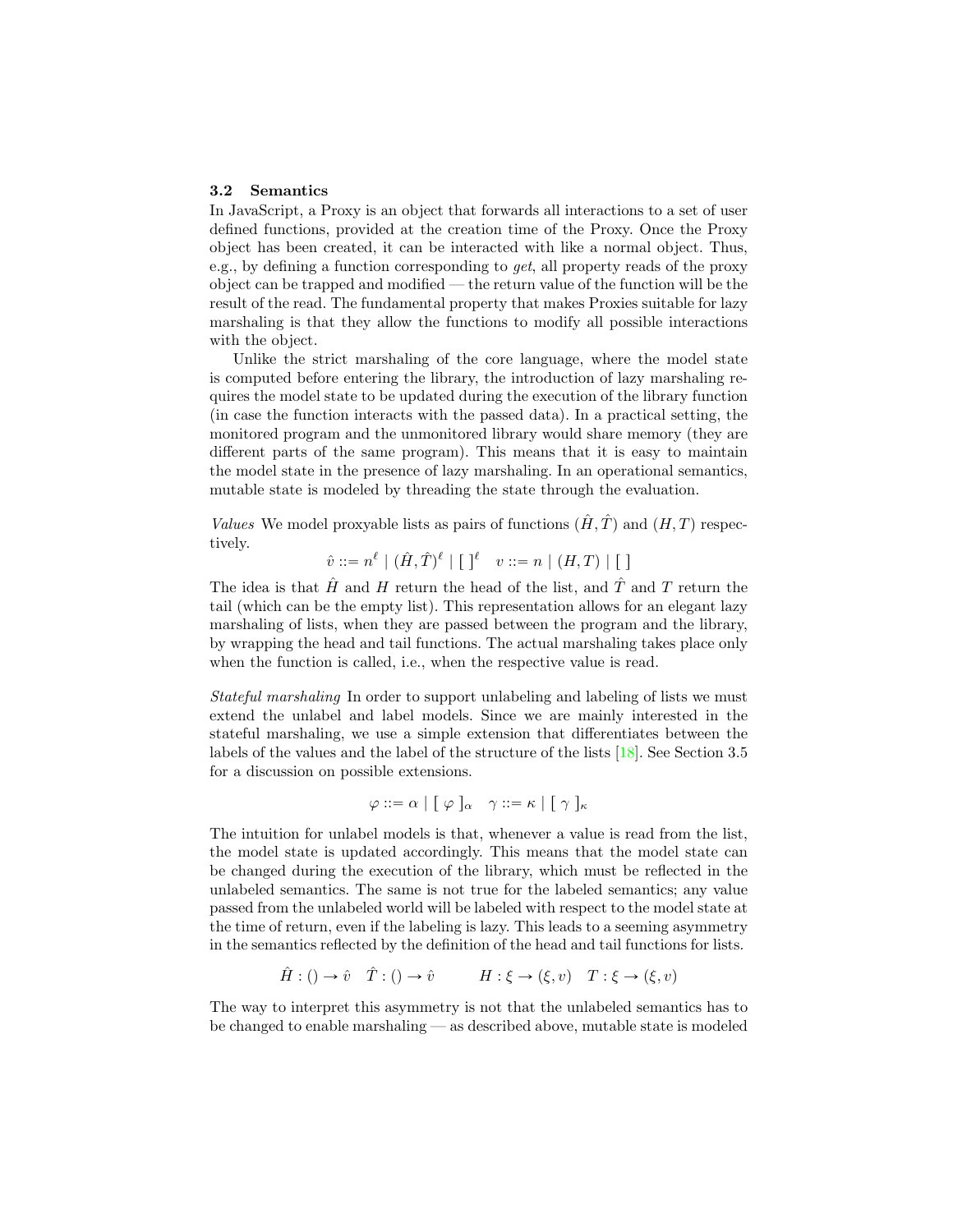### 3.2 Semantics

In JavaScript, a Proxy is an object that forwards all interactions to a set of user defined functions, provided at the creation time of the Proxy. Once the Proxy object has been created, it can be interacted with like a normal object. Thus, e.g., by defining a function corresponding to *get*, all property reads of the proxy object can be trapped and modified — the return value of the function will be the result of the read. The fundamental property that makes Proxies suitable for lazy marshaling is that they allow the functions to modify all possible interactions with the object.

Unlike the strict marshaling of the core language, where the model state is computed before entering the library, the introduction of lazy marshaling requires the model state to be updated during the execution of the library function (in case the function interacts with the passed data). In a practical setting, the monitored program and the unmonitored library would share memory (they are different parts of the same program). This means that it is easy to maintain the model state in the presence of lazy marshaling. In an operational semantics, mutable state is modeled by threading the state through the evaluation.

*Values* We model proxyable lists as pairs of functions $(\hat{H}, \hat{T})$ and $(H, T)$ respectively.

$$\hat{v} ::= n^{\ell} \mid (\hat{H}, \hat{T})^{\ell} \mid [\,]^{\ell} \quad v ::= n \mid (H, T) \mid [\,]$$

The idea is that $\hat{H}$ and $H$ return the head of the list, and $\hat{T}$ and $T$ return the tail (which can be the empty list). This representation allows for an elegant lazy marshaling of lists, when they are passed between the program and the library, by wrapping the head and tail functions. The actual marshaling takes place only when the function is called, i.e., when the respective value is read.

*Stateful marshaling* In order to support unlabeling and labeling of lists we must extend the unlabel and label models. Since we are mainly interested in the stateful marshaling, we use a simple extension that differentiates between the labels of the values and the label of the structure of the lists [18]. See Section 3.5 for a discussion on possible extensions.

$$\varphi ::= \alpha \mid [\ \varphi\ ]_{\alpha} \quad \gamma ::= \kappa \mid [\ \gamma\ ]_{\kappa}$$

The intuition for unlabel models is that, whenever a value is read from the list, the model state is updated accordingly. This means that the model state can be changed during the execution of the library, which must be reflected in the unlabeled semantics. The same is not true for the labeled semantics; any value passed from the unlabeled world will be labeled with respect to the model state at the time of return, even if the labeling is lazy. This leads to a seeming asymmetry in the semantics reflected by the definition of the head and tail functions for lists.

$$\hat{H} : () \to \hat{v} \quad \hat{T} : () \to \hat{v} \qquad H : \xi \to (\xi, v) \quad T : \xi \to (\xi, v)$$

The way to interpret this asymmetry is not that the unlabeled semantics has to be changed to enable marshaling — as described above, mutable state is modeled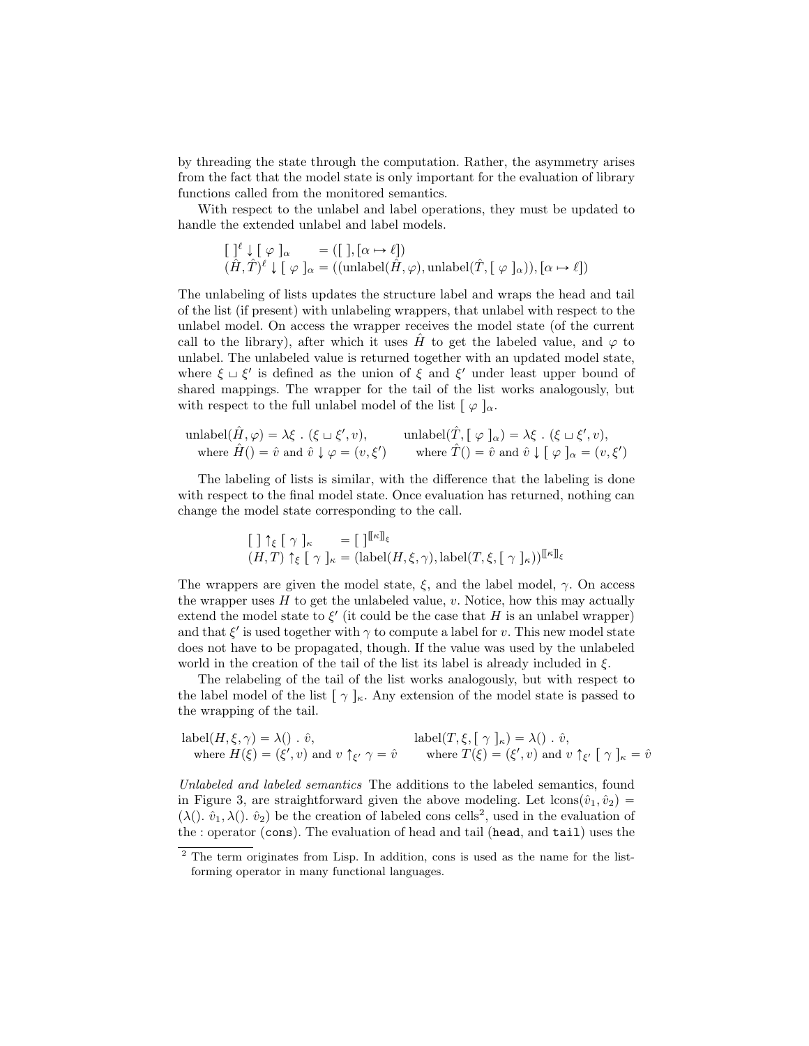by threading the state through the computation. Rather, the asymmetry arises from the fact that the model state is only important for the evaluation of library functions called from the monitored semantics.

With respect to the unlabel and label operations, they must be updated to handle the extended unlabel and label models.

$$
\begin{aligned}
[\,]^{\ell} \downarrow [\ \varphi\ ]_{\alpha} &= ([\,], [\alpha \mapsto \ell]) \\
(\hat{H}, \hat{T})^{\ell} \downarrow [\ \varphi\ ]_{\alpha} &= ((\text{unlabel}(\hat{H}, \varphi), \text{unlabel}(\hat{T}, [\ \varphi\ ]_{\alpha})), [\alpha \mapsto \ell])
\end{aligned}
$$

The unlabeling of lists updates the structure label and wraps the head and tail of the list (if present) with unlabeling wrappers, that unlabel with respect to the unlabel model. On access the wrapper receives the model state (of the current call to the library), after which it uses $\hat{H}$ to get the labeled value, and $\varphi$ to unlabel. The unlabeled value is returned together with an updated model state, where $\xi \sqcup \xi'$ is defined as the union of $\xi$ and $\xi'$ under least upper bound of shared mappings. The wrapper for the tail of the list works analogously, but with respect to the full unlabel model of the list $[\ \varphi\ ]_{\alpha}$.

$$
\begin{aligned}
&\text{unlabel}(\hat{H}, \varphi) = \lambda\xi\ .\ (\xi \sqcup \xi', v), && \text{unlabel}(\hat{T}, [\ \varphi\ ]_{\alpha}) = \lambda\xi\ .\ (\xi \sqcup \xi', v), \\
&\quad \text{where } \hat{H}() = \hat{v} \text{ and } \hat{v} \downarrow \varphi = (v, \xi') && \quad \text{where } \hat{T}() = \hat{v} \text{ and } \hat{v} \downarrow [\ \varphi\ ]_{\alpha} = (v, \xi')
\end{aligned}
$$

The labeling of lists is similar, with the difference that the labeling is done with respect to the final model state. Once evaluation has returned, nothing can change the model state corresponding to the call.

$$
\begin{aligned}
[\,] \uparrow_{\xi} [\ \gamma\ ]_{\kappa} &= [\,]^{[\![\kappa]\!]_{\xi}} \\
(H, T) \uparrow_{\xi} [\ \gamma\ ]_{\kappa} &= (\text{label}(H, \xi, \gamma), \text{label}(T, \xi, [\ \gamma\ ]_{\kappa}))^{[\![\kappa]\!]_{\xi}}
\end{aligned}
$$

The wrappers are given the model state, $\xi$, and the label model, $\gamma$. On access the wrapper uses $H$ to get the unlabeled value, $v$. Notice, how this may actually extend the model state to $\xi'$ (it could be the case that $H$ is an unlabel wrapper) and that $\xi'$ is used together with $\gamma$ to compute a label for $v$. This new model state does not have to be propagated, though. If the value was used by the unlabeled world in the creation of the tail of the list its label is already included in $\xi$.

The relabeling of the tail of the list works analogously, but with respect to the label model of the list $[\ \gamma\ ]_{\kappa}$. Any extension of the model state is passed to the wrapping of the tail.

$$
\begin{aligned}
&\text{label}(H, \xi, \gamma) = \lambda()\ .\ \hat{v}, && \text{label}(T, \xi, [\ \gamma\ ]_{\kappa}) = \lambda()\ .\ \hat{v}, \\
&\quad \text{where } H(\xi) = (\xi', v) \text{ and } v \uparrow_{\xi'} \gamma = \hat{v} && \quad \text{where } T(\xi) = (\xi', v) \text{ and } v \uparrow_{\xi'} [\ \gamma\ ]_{\kappa} = \hat{v}
\end{aligned}
$$

*Unlabeled and labeled semantics* The additions to the labeled semantics, found in Figure 3, are straightforward given the above modeling. Let $\text{lcons}(\hat{v}_1, \hat{v}_2) = (\lambda().\ \hat{v}_1, \lambda().\ \hat{v}_2)$ be the creation of labeled cons cells[2], used in the evaluation of the : operator (`cons`). The evaluation of head and tail (`head`, and `tail`) uses the

[2] The term originates from Lisp. In addition, cons is used as the name for the list-forming operator in many functional languages.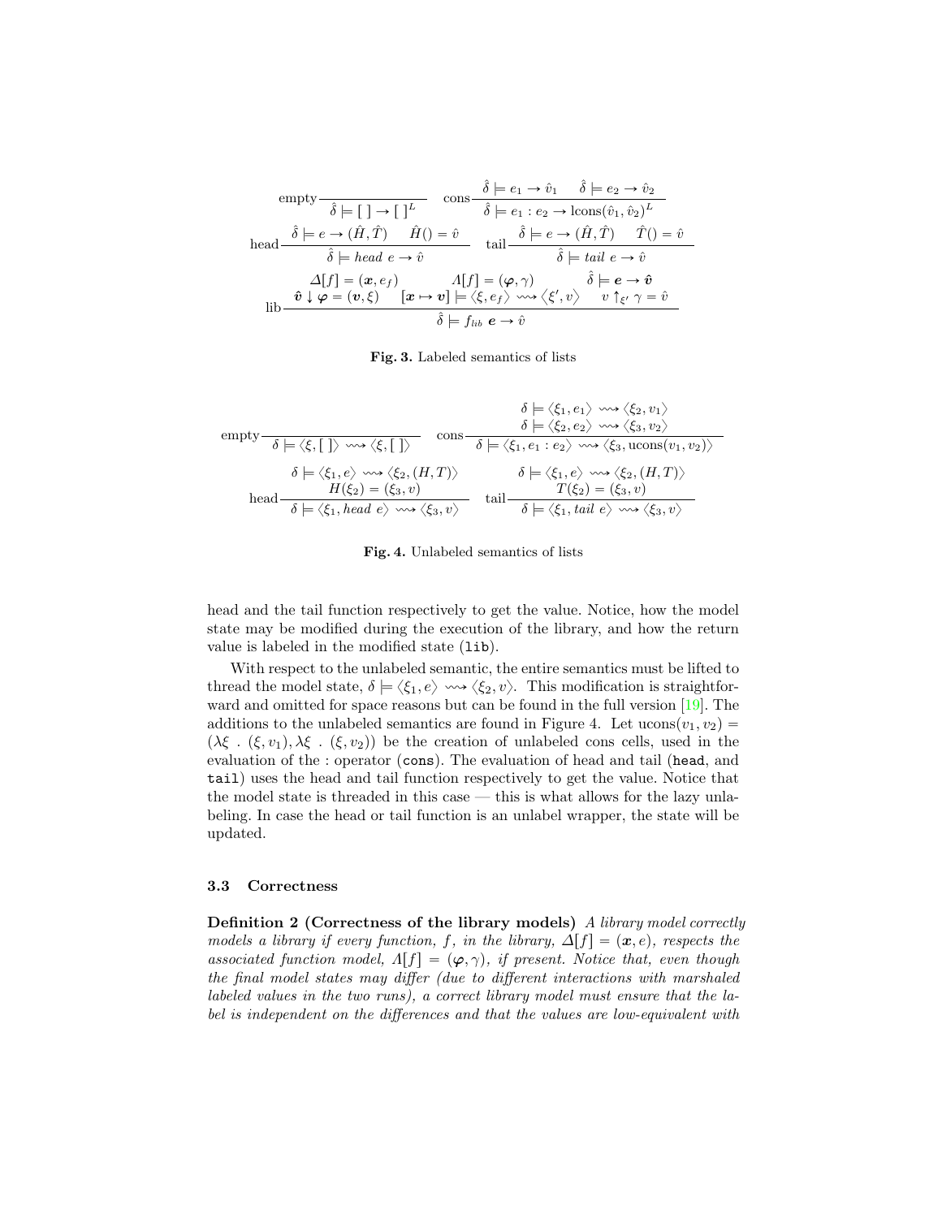$$\text{empty}\,\frac{}{\hat{\delta} \models [\,] \to [\,]^L} \qquad \text{cons}\,\frac{\hat{\delta} \models e_1 \to \hat{v}_1 \qquad \hat{\delta} \models e_2 \to \hat{v}_2}{\hat{\delta} \models e_1 : e_2 \to \text{lcons}(\hat{v}_1, \hat{v}_2)^L}$$

$$\text{head}\,\frac{\hat{\delta} \models e \to (\hat{H}, \hat{T}) \qquad \hat{H}() = \hat{v}}{\hat{\delta} \models \mathit{head}\ e \to \hat{v}} \qquad \text{tail}\,\frac{\hat{\delta} \models e \to (\hat{H}, \hat{T}) \qquad \hat{T}() = \hat{v}}{\hat{\delta} \models \mathit{tail}\ e \to \hat{v}}$$

$$\text{lib}\,\frac{\begin{array}{ccc} \Delta[f] = (\boldsymbol{x}, e_f) & \Lambda[f] = (\boldsymbol{\varphi}, \gamma) & \hat{\delta} \models \boldsymbol{e} \to \hat{\boldsymbol{v}} \\ \hat{\boldsymbol{v}} \downarrow \boldsymbol{\varphi} = (\boldsymbol{v}, \xi) & [\boldsymbol{x} \mapsto \boldsymbol{v}] \models \langle \xi, e_f \rangle \rightsquigarrow \langle \xi', v \rangle & v \uparrow_{\xi'} \gamma = \hat{v} \end{array}}{\hat{\delta} \models f_{lib}\ \boldsymbol{e} \to \hat{v}}$$

**Fig. 3.** Labeled semantics of lists

$$\text{empty}\,\frac{}{\delta \models \langle \xi, [\,] \rangle \rightsquigarrow \langle \xi, [\,] \rangle} \qquad \text{cons}\,\frac{\begin{array}{c}\delta \models \langle \xi_1, e_1 \rangle \rightsquigarrow \langle \xi_2, v_1 \rangle \\ \delta \models \langle \xi_2, e_2 \rangle \rightsquigarrow \langle \xi_3, v_2 \rangle\end{array}}{\delta \models \langle \xi_1, e_1 : e_2 \rangle \rightsquigarrow \langle \xi_3, \text{ucons}(v_1, v_2) \rangle}$$

$$\text{head}\,\frac{\begin{array}{c}\delta \models \langle \xi_1, e \rangle \rightsquigarrow \langle \xi_2, (H, T) \rangle \\ H(\xi_2) = (\xi_3, v)\end{array}}{\delta \models \langle \xi_1, \mathit{head}\ e \rangle \rightsquigarrow \langle \xi_3, v \rangle} \qquad \text{tail}\,\frac{\begin{array}{c}\delta \models \langle \xi_1, e \rangle \rightsquigarrow \langle \xi_2, (H, T) \rangle \\ T(\xi_2) = (\xi_3, v)\end{array}}{\delta \models \langle \xi_1, \mathit{tail}\ e \rangle \rightsquigarrow \langle \xi_3, v \rangle}$$

**Fig. 4.** Unlabeled semantics of lists

head and the tail function respectively to get the value. Notice, how the model state may be modified during the execution of the library, and how the return value is labeled in the modified state (`lib`).

With respect to the unlabeled semantic, the entire semantics must be lifted to thread the model state, $\delta \models \langle \xi_1, e \rangle \rightsquigarrow \langle \xi_2, v \rangle$. This modification is straightforward and omitted for space reasons but can be found in the full version [19]. The additions to the unlabeled semantics are found in Figure 4. Let $\text{ucons}(v_1, v_2) = (\lambda\xi\ .\ (\xi, v_1), \lambda\xi\ .\ (\xi, v_2))$ be the creation of unlabeled cons cells, used in the evaluation of the : operator (`cons`). The evaluation of head and tail (`head`, and `tail`) uses the head and tail function respectively to get the value. Notice that the model state is threaded in this case — this is what allows for the lazy unlabeling. In case the head or tail function is an unlabel wrapper, the state will be updated.

### 3.3 Correctness

**Definition 2 (Correctness of the library models)** *A library model correctly models a library if every function, $f$, in the library, $\Delta[f] = (\boldsymbol{x}, e)$, respects the associated function model, $\Lambda[f] = (\boldsymbol{\varphi}, \gamma)$, if present. Notice that, even though the final model states may differ (due to different interactions with marshaled labeled values in the two runs), a correct library model must ensure that the label is independent on the differences and that the values are low-equivalent with*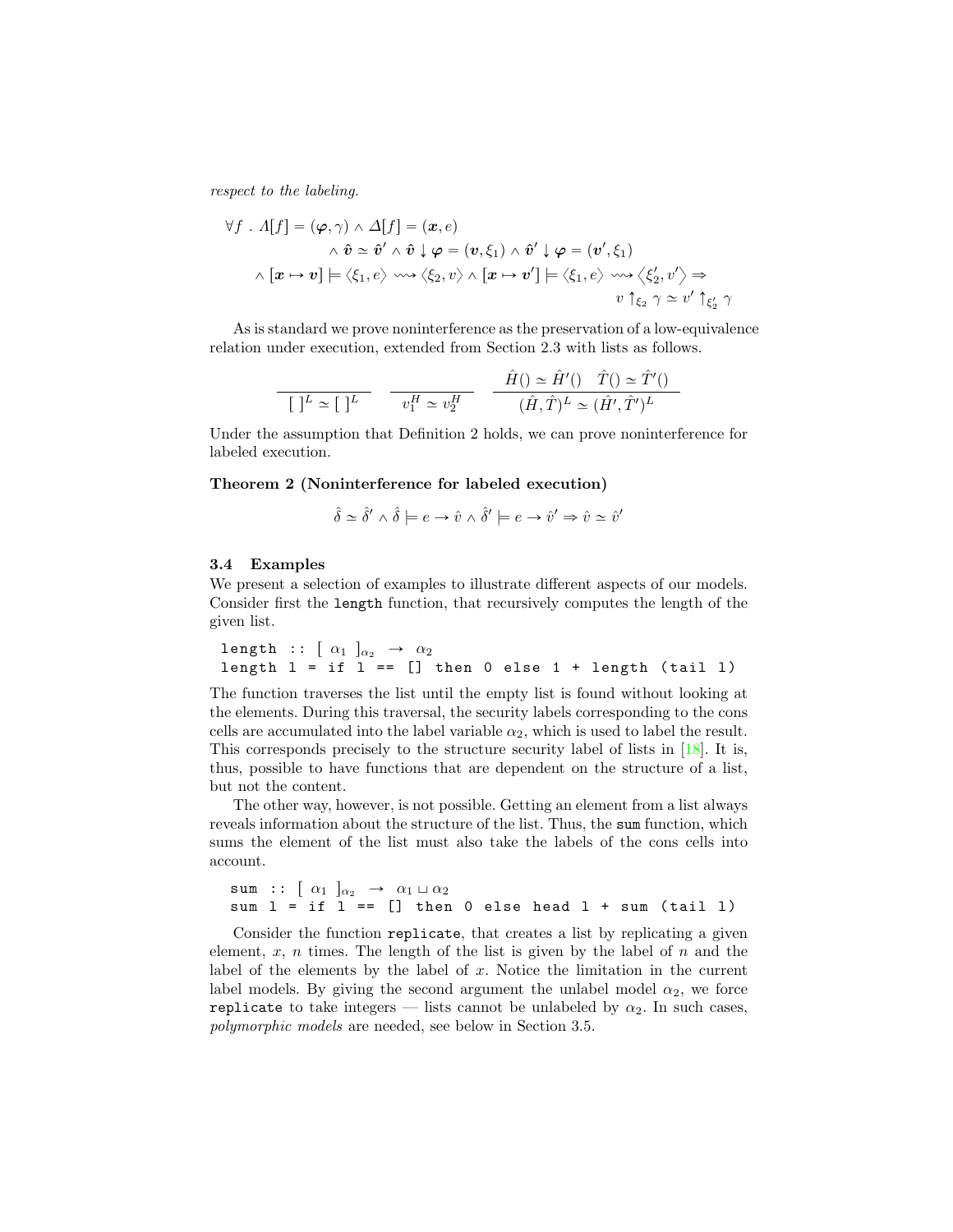*respect to the labeling.*

$$\forall f \;.\; \Lambda[f] = (\boldsymbol{\varphi}, \gamma) \wedge \Delta[f] = (\boldsymbol{x}, e)$$
$$\wedge\; \hat{\boldsymbol{v}} \simeq \hat{\boldsymbol{v}}' \wedge \hat{\boldsymbol{v}} \downarrow \boldsymbol{\varphi} = (\boldsymbol{v}, \xi_1) \wedge \hat{\boldsymbol{v}}' \downarrow \boldsymbol{\varphi} = (\boldsymbol{v}', \xi_1)$$
$$\wedge\; [\boldsymbol{x} \mapsto \boldsymbol{v}] \models \langle \xi_1, e \rangle \rightsquigarrow \langle \xi_2, v \rangle \wedge [\boldsymbol{x} \mapsto \boldsymbol{v}'] \models \langle \xi_1, e \rangle \rightsquigarrow \langle \xi_2', v' \rangle \Rightarrow$$
$$v \uparrow_{\xi_2} \gamma \simeq v' \uparrow_{\xi_2'} \gamma$$

As is standard we prove noninterference as the preservation of a low-equivalence relation under execution, extended from Section 2.3 with lists as follows.

$$\frac{}{[\;]^L \simeq [\;]^L} \qquad \frac{}{v_1^H \simeq v_2^H} \qquad \frac{\hat{H}() \simeq \hat{H}'() \quad \hat{T}() \simeq \hat{T}'()}{(\hat{H}, \hat{T})^L \simeq (\hat{H}', \hat{T}')^L}$$

Under the assumption that Definition 2 holds, we can prove noninterference for labeled execution.

**Theorem 2 (Noninterference for labeled execution)**

$$\hat{\delta} \simeq \hat{\delta}' \wedge \hat{\delta} \models e \rightarrow \hat{v} \wedge \hat{\delta}' \models e \rightarrow \hat{v}' \Rightarrow \hat{v} \simeq \hat{v}'$$

### 3.4 Examples

We present a selection of examples to illustrate different aspects of our models. Consider first the `length` function, that recursively computes the length of the given list.

```
length :: [ α1 ]α2 → α2
length l = if l == [] then 0 else 1 + length (tail l)
```

The function traverses the list until the empty list is found without looking at the elements. During this traversal, the security labels corresponding to the cons cells are accumulated into the label variable $\alpha_2$, which is used to label the result. This corresponds precisely to the structure security label of lists in [18]. It is, thus, possible to have functions that are dependent on the structure of a list, but not the content.

The other way, however, is not possible. Getting an element from a list always reveals information about the structure of the list. Thus, the `sum` function, which sums the element of the list must also take the labels of the cons cells into account.

```
sum :: [ α1 ]α2 → α1 ⊔ α2
sum l = if l == [] then 0 else head l + sum (tail l)
```

Consider the function `replicate`, that creates a list by replicating a given element, $x$, $n$ times. The length of the list is given by the label of $n$ and the label of the elements by the label of $x$. Notice the limitation in the current label models. By giving the second argument the unlabel model $\alpha_2$, we force `replicate` to take integers — lists cannot be unlabeled by $\alpha_2$. In such cases, *polymorphic models* are needed, see below in Section 3.5.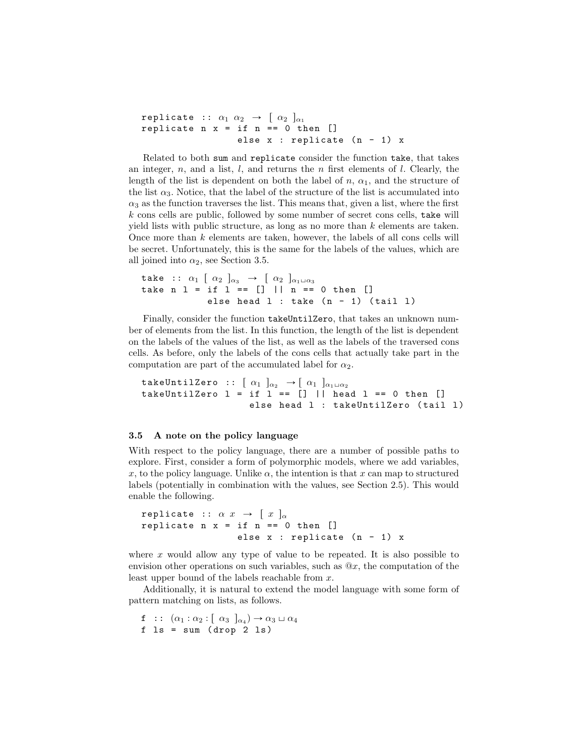```
replicate :: α₁ α₂ → [ α₂ ]_α₁
replicate n x = if n == 0 then []
                else x : replicate (n - 1) x
```

Related to both sum and replicate consider the function take, that takes an integer, $n$, and a list, $l$, and returns the $n$ first elements of $l$. Clearly, the length of the list is dependent on both the label of $n$, $\alpha_1$, and the structure of the list $\alpha_3$. Notice, that the label of the structure of the list is accumulated into $\alpha_3$ as the function traverses the list. This means that, given a list, where the first $k$ cons cells are public, followed by some number of secret cons cells, take will yield lists with public structure, as long as no more than $k$ elements are taken. Once more than $k$ elements are taken, however, the labels of all cons cells will be secret. Unfortunately, this is the same for the labels of the values, which are all joined into $\alpha_2$, see Section 3.5.

```
take :: α₁ [ α₂ ]_α₃ → [ α₂ ]_(α₁ ⊔ α₃)
take n l = if l == [] || n == 0 then []
           else head l : take (n - 1) (tail l)
```

Finally, consider the function takeUntilZero, that takes an unknown number of elements from the list. In this function, the length of the list is dependent on the labels of the values of the list, as well as the labels of the traversed cons cells. As before, only the labels of the cons cells that actually take part in the computation are part of the accumulated label for $\alpha_2$.

```
takeUntilZero :: [ α₁ ]_α₂ → [ α₁ ]_(α₁ ⊔ α₂)
takeUntilZero l = if l == [] || head l == 0 then []
                  else head l : takeUntilZero (tail l)
```

### 3.5 A note on the policy language

With respect to the policy language, there are a number of possible paths to explore. First, consider a form of polymorphic models, where we add variables, $x$, to the policy language. Unlike $\alpha$, the intention is that $x$ can map to structured labels (potentially in combination with the values, see Section 2.5). This would enable the following.

```
replicate :: α x → [ x ]_α
replicate n x = if n == 0 then []
                else x : replicate (n - 1) x
```

where $x$ would allow any type of value to be repeated. It is also possible to envision other operations on such variables, such as $@x$, the computation of the least upper bound of the labels reachable from $x$.

Additionally, it is natural to extend the model language with some form of pattern matching on lists, as follows.

```
f :: (α₁ : α₂ : [ α₃ ]_α₄) → α₃ ⊔ α₄
f ls = sum (drop 2 ls)
```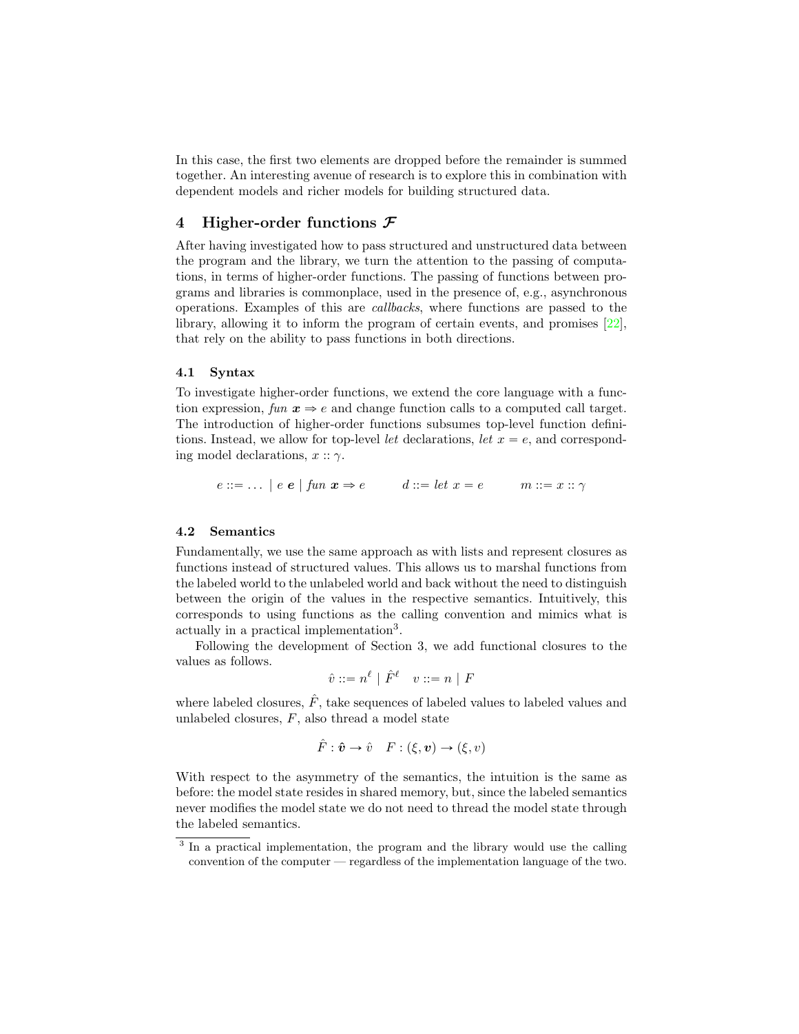In this case, the first two elements are dropped before the remainder is summed together. An interesting avenue of research is to explore this in combination with dependent models and richer models for building structured data.

## 4 Higher-order functions $\mathcal{F}$

After having investigated how to pass structured and unstructured data between the program and the library, we turn the attention to the passing of computations, in terms of higher-order functions. The passing of functions between programs and libraries is commonplace, used in the presence of, e.g., asynchronous operations. Examples of this are *callbacks*, where functions are passed to the library, allowing it to inform the program of certain events, and promises [22], that rely on the ability to pass functions in both directions.

### 4.1 Syntax

To investigate higher-order functions, we extend the core language with a function expression, $\mathit{fun}\ \boldsymbol{x} \Rightarrow e$ and change function calls to a computed call target. The introduction of higher-order functions subsumes top-level function definitions. Instead, we allow for top-level *let* declarations, $\mathit{let}\ x = e$, and corresponding model declarations, $x :: \gamma$.

$$e ::= \ldots \mid e\ \boldsymbol{e} \mid \mathit{fun}\ \boldsymbol{x} \Rightarrow e \qquad d ::= \mathit{let}\ x = e \qquad m ::= x :: \gamma$$

### 4.2 Semantics

Fundamentally, we use the same approach as with lists and represent closures as functions instead of structured values. This allows us to marshal functions from the labeled world to the unlabeled world and back without the need to distinguish between the origin of the values in the respective semantics. Intuitively, this corresponds to using functions as the calling convention and mimics what is actually in a practical implementation[3].

Following the development of Section 3, we add functional closures to the values as follows.

$$\hat{v} ::= n^{\ell} \mid \hat{F}^{\ell} \quad v ::= n \mid F$$

where labeled closures, $\hat{F}$, take sequences of labeled values to labeled values and unlabeled closures, $F$, also thread a model state

$$\hat{F} : \hat{\boldsymbol{v}} \to \hat{v} \quad F : (\xi, \boldsymbol{v}) \to (\xi, v)$$

With respect to the asymmetry of the semantics, the intuition is the same as before: the model state resides in shared memory, but, since the labeled semantics never modifies the model state we do not need to thread the model state through the labeled semantics.

[3] In a practical implementation, the program and the library would use the calling convention of the computer — regardless of the implementation language of the two.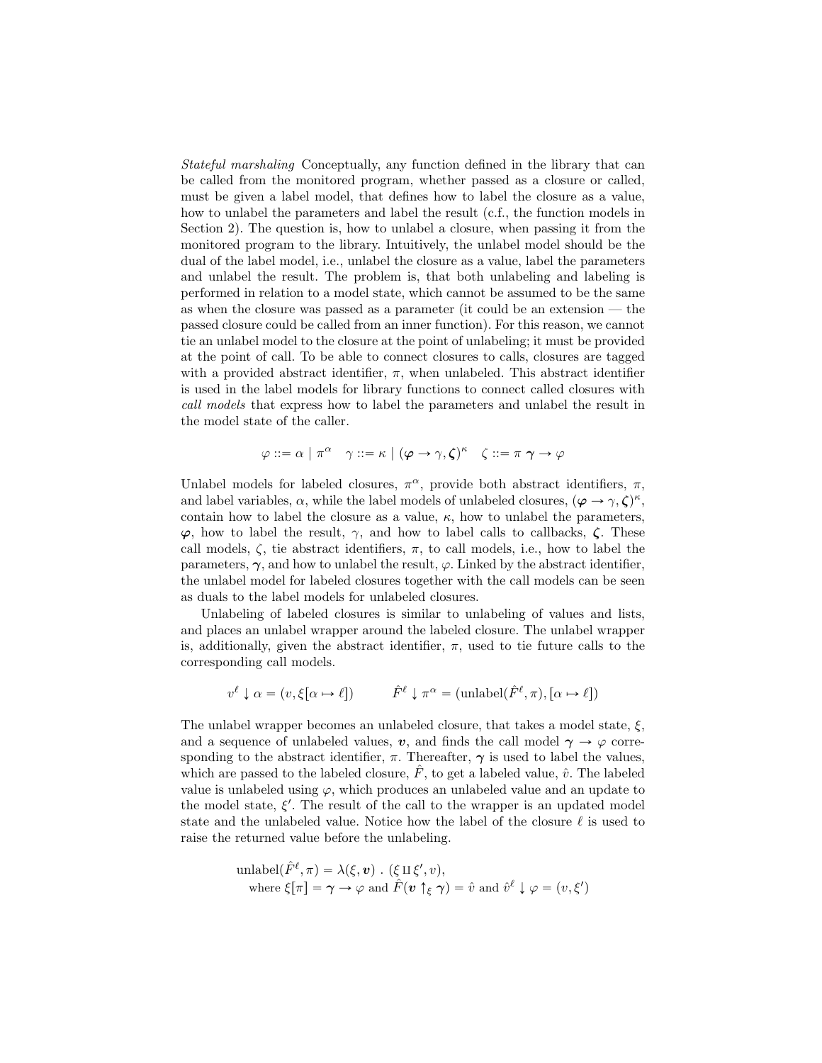*Stateful marshaling* Conceptually, any function defined in the library that can be called from the monitored program, whether passed as a closure or called, must be given a label model, that defines how to label the closure as a value, how to unlabel the parameters and label the result (c.f., the function models in Section 2). The question is, how to unlabel a closure, when passing it from the monitored program to the library. Intuitively, the unlabel model should be the dual of the label model, i.e., unlabel the closure as a value, label the parameters and unlabel the result. The problem is, that both unlabeling and labeling is performed in relation to a model state, which cannot be assumed to be the same as when the closure was passed as a parameter (it could be an extension — the passed closure could be called from an inner function). For this reason, we cannot tie an unlabel model to the closure at the point of unlabeling; it must be provided at the point of call. To be able to connect closures to calls, closures are tagged with a provided abstract identifier, $\pi$, when unlabeled. This abstract identifier is used in the label models for library functions to connect called closures with *call models* that express how to label the parameters and unlabel the result in the model state of the caller.

$$\varphi ::= \alpha \mid \pi^{\alpha} \quad \gamma ::= \kappa \mid (\boldsymbol{\varphi} \to \gamma, \boldsymbol{\zeta})^{\kappa} \quad \zeta ::= \pi \; \boldsymbol{\gamma} \to \varphi$$

Unlabel models for labeled closures, $\pi^{\alpha}$, provide both abstract identifiers, $\pi$, and label variables, $\alpha$, while the label models of unlabeled closures, $(\boldsymbol{\varphi} \to \gamma, \boldsymbol{\zeta})^{\kappa}$, contain how to label the closure as a value, $\kappa$, how to unlabel the parameters, $\boldsymbol{\varphi}$, how to label the result, $\gamma$, and how to label calls to callbacks, $\boldsymbol{\zeta}$. These call models, $\zeta$, tie abstract identifiers, $\pi$, to call models, i.e., how to label the parameters, $\boldsymbol{\gamma}$, and how to unlabel the result, $\varphi$. Linked by the abstract identifier, the unlabel model for labeled closures together with the call models can be seen as duals to the label models for unlabeled closures.

Unlabeling of labeled closures is similar to unlabeling of values and lists, and places an unlabel wrapper around the labeled closure. The unlabel wrapper is, additionally, given the abstract identifier, $\pi$, used to tie future calls to the corresponding call models.

$$v^{\ell} \downarrow \alpha = (v, \xi[\alpha \mapsto \ell]) \qquad \hat{F}^{\ell} \downarrow \pi^{\alpha} = (\text{unlabel}(\hat{F}^{\ell}, \pi), [\alpha \mapsto \ell])$$

The unlabel wrapper becomes an unlabeled closure, that takes a model state, $\xi$, and a sequence of unlabeled values, $\boldsymbol{v}$, and finds the call model $\boldsymbol{\gamma} \to \varphi$ corresponding to the abstract identifier, $\pi$. Thereafter, $\boldsymbol{\gamma}$ is used to label the values, which are passed to the labeled closure, $\hat{F}$, to get a labeled value, $\hat{v}$. The labeled value is unlabeled using $\varphi$, which produces an unlabeled value and an update to the model state, $\xi'$. The result of the call to the wrapper is an updated model state and the unlabeled value. Notice how the label of the closure $\ell$ is used to raise the returned value before the unlabeling.

$$\begin{aligned}
&\text{unlabel}(\hat{F}^{\ell}, \pi) = \lambda(\xi, \boldsymbol{v}) \;.\; (\xi \amalg \xi', v), \\
&\quad \text{where } \xi[\pi] = \boldsymbol{\gamma} \to \varphi \text{ and } \hat{F}(\boldsymbol{v} \uparrow_{\xi} \boldsymbol{\gamma}) = \hat{v} \text{ and } \hat{v}^{\ell} \downarrow \varphi = (v, \xi')
\end{aligned}$$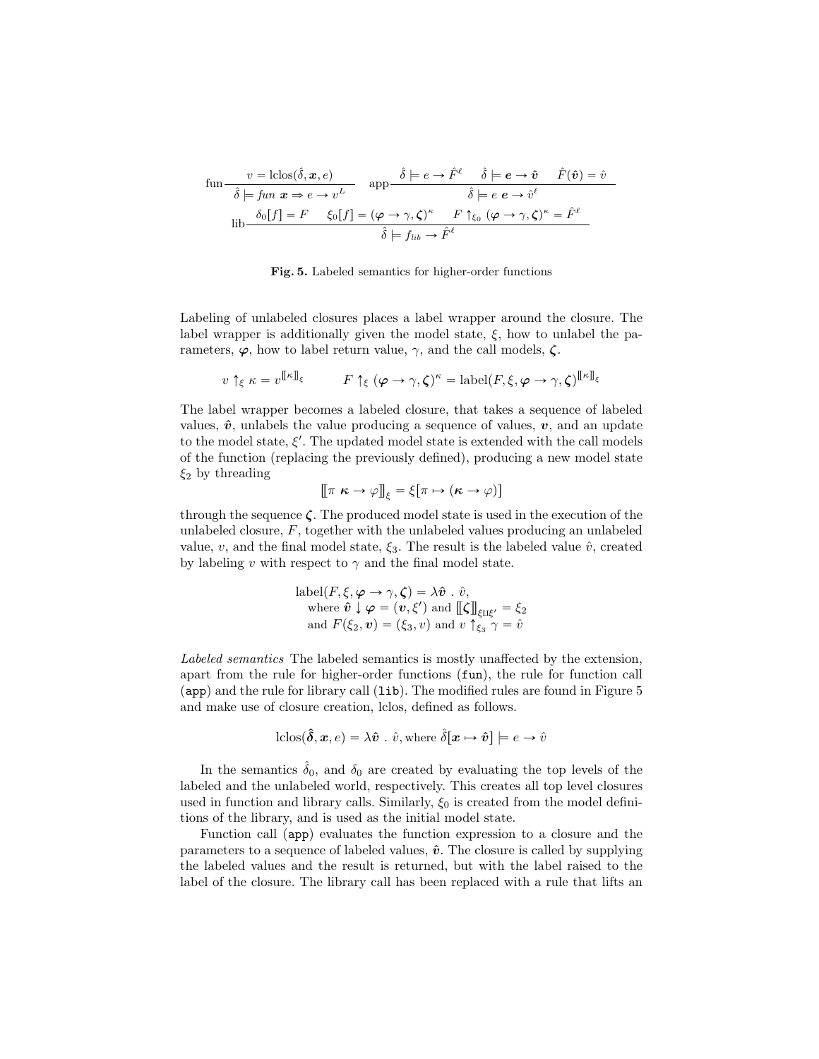$$
\text{fun}\frac{v = \text{lclos}(\hat{\delta}, \boldsymbol{x}, e)}{\hat{\delta} \models \mathit{fun}\ \boldsymbol{x} \Rightarrow e \rightarrow v^{L}} \qquad \text{app}\frac{\hat{\delta} \models e \rightarrow \hat{F}^{\ell} \quad \hat{\delta} \models \boldsymbol{e} \rightarrow \hat{\boldsymbol{v}} \quad \hat{F}(\hat{\boldsymbol{v}}) = \hat{v}}{\hat{\delta} \models e\ \boldsymbol{e} \rightarrow \hat{v}^{\ell}}
$$

$$
\text{lib}\frac{\delta_0[f] = F \quad \xi_0[f] = (\boldsymbol{\varphi} \rightarrow \gamma, \boldsymbol{\zeta})^{\kappa} \quad F \uparrow_{\xi_0} (\boldsymbol{\varphi} \rightarrow \gamma, \boldsymbol{\zeta})^{\kappa} = \hat{F}^{\ell}}{\hat{\delta} \models f_{lib} \rightarrow \hat{F}^{\ell}}
$$

**Fig. 5.** Labeled semantics for higher-order functions

Labeling of unlabeled closures places a label wrapper around the closure. The label wrapper is additionally given the model state, $\xi$, how to unlabel the parameters, $\boldsymbol{\varphi}$, how to label return value, $\gamma$, and the call models, $\boldsymbol{\zeta}$.

$$
v \uparrow_{\xi} \kappa = v^{[\![\kappa]\!]_{\xi}} \qquad\qquad F \uparrow_{\xi} (\boldsymbol{\varphi} \rightarrow \gamma, \boldsymbol{\zeta})^{\kappa} = \text{label}(F, \xi, \boldsymbol{\varphi} \rightarrow \gamma, \boldsymbol{\zeta})^{[\![\kappa]\!]_{\xi}}
$$

The label wrapper becomes a labeled closure, that takes a sequence of labeled values, $\hat{\boldsymbol{v}}$, unlabels the value producing a sequence of values, $\boldsymbol{v}$, and an update to the model state, $\xi'$. The updated model state is extended with the call models of the function (replacing the previously defined), producing a new model state $\xi_2$ by threading

$$
[\![\pi\ \boldsymbol{\kappa} \rightarrow \varphi]\!]_{\xi} = \xi[\pi \mapsto (\boldsymbol{\kappa} \rightarrow \varphi)]
$$

through the sequence $\boldsymbol{\zeta}$. The produced model state is used in the execution of the unlabeled closure, $F$, together with the unlabeled values producing an unlabeled value, $v$, and the final model state, $\xi_3$. The result is the labeled value $\hat{v}$, created by labeling $v$ with respect to $\gamma$ and the final model state.

$$
\begin{aligned}
&\text{label}(F, \xi, \boldsymbol{\varphi} \rightarrow \gamma, \boldsymbol{\zeta}) = \lambda \hat{\boldsymbol{v}}\ .\ \hat{v}, \\
&\quad \text{where } \hat{\boldsymbol{v}} \downarrow \boldsymbol{\varphi} = (\boldsymbol{v}, \xi') \text{ and } [\![\boldsymbol{\zeta}]\!]_{\xi \sqcup \xi'} = \xi_2 \\
&\quad \text{and } F(\xi_2, \boldsymbol{v}) = (\xi_3, v) \text{ and } v \uparrow_{\xi_3} \gamma = \hat{v}
\end{aligned}
$$

*Labeled semantics* The labeled semantics is mostly unaffected by the extension, apart from the rule for higher-order functions (`fun`), the rule for function call (`app`) and the rule for library call (`lib`). The modified rules are found in Figure 5 and make use of closure creation, lclos, defined as follows.

$$
\text{lclos}(\hat{\boldsymbol{\delta}}, \boldsymbol{x}, e) = \lambda \hat{\boldsymbol{v}}\ .\ \hat{v}, \text{where } \hat{\delta}[\boldsymbol{x} \mapsto \hat{\boldsymbol{v}}] \models e \rightarrow \hat{v}
$$

In the semantics $\hat{\delta}_0$, and $\delta_0$ are created by evaluating the top levels of the labeled and the unlabeled world, respectively. This creates all top level closures used in function and library calls. Similarly, $\xi_0$ is created from the model definitions of the library, and is used as the initial model state.

Function call (`app`) evaluates the function expression to a closure and the parameters to a sequence of labeled values, $\hat{\boldsymbol{v}}$. The closure is called by supplying the labeled values and the result is returned, but with the label raised to the label of the closure. The library call has been replaced with a rule that lifts an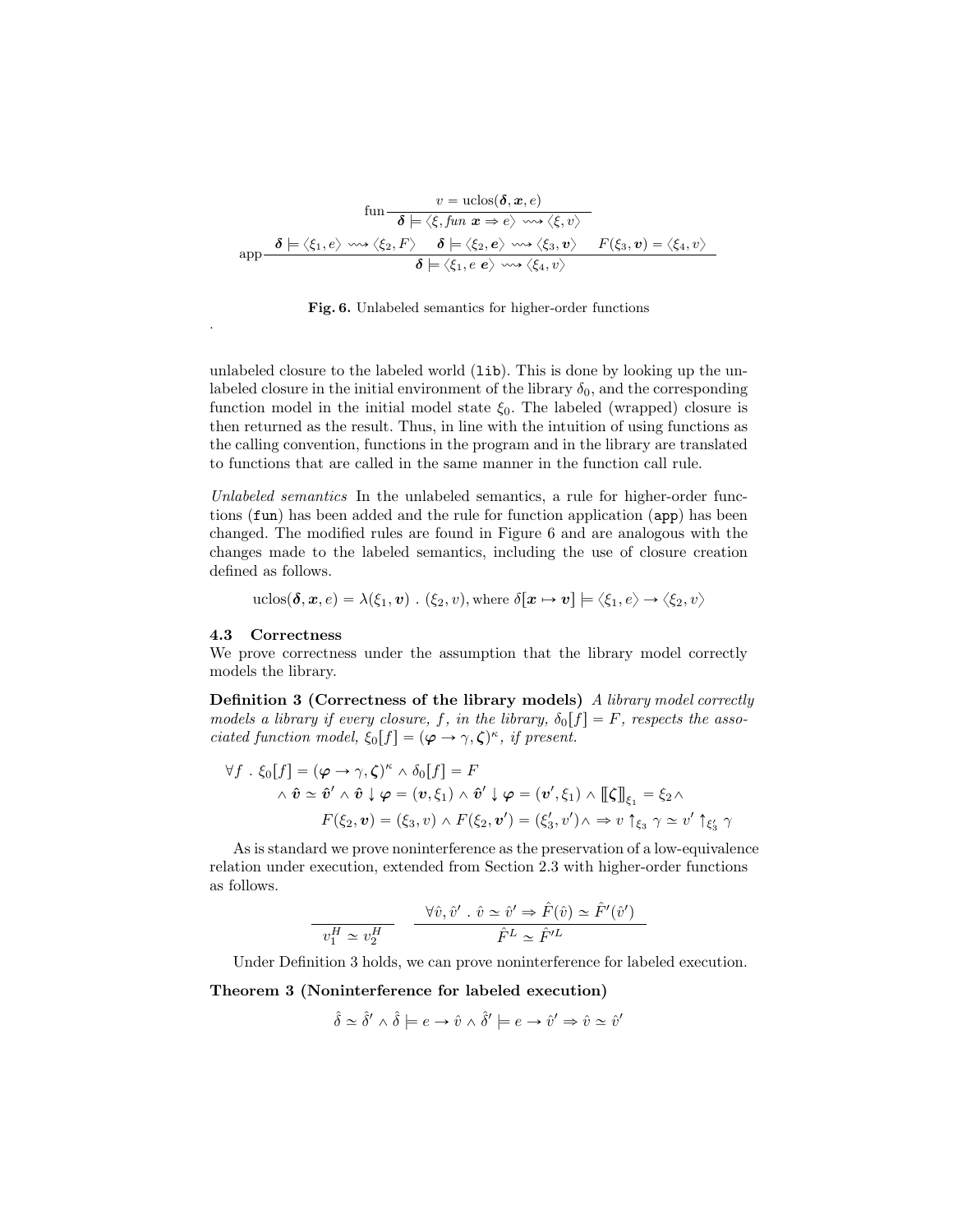$$\text{fun}\ \frac{v = \text{uclos}(\boldsymbol{\delta}, \boldsymbol{x}, e)}{\boldsymbol{\delta} \models \langle \xi, \mathit{fun}\ \boldsymbol{x} \Rightarrow e \rangle \rightsquigarrow \langle \xi, v \rangle}$$

$$\text{app}\ \frac{\boldsymbol{\delta} \models \langle \xi_1, e \rangle \rightsquigarrow \langle \xi_2, F \rangle \quad \boldsymbol{\delta} \models \langle \xi_2, \boldsymbol{e} \rangle \rightsquigarrow \langle \xi_3, \boldsymbol{v} \rangle \quad F(\xi_3, \boldsymbol{v}) = \langle \xi_4, v \rangle}{\boldsymbol{\delta} \models \langle \xi_1, e\ \boldsymbol{e} \rangle \rightsquigarrow \langle \xi_4, v \rangle}$$

**Fig. 6.** Unlabeled semantics for higher-order functions

.

unlabeled closure to the labeled world (lib). This is done by looking up the unlabeled closure in the initial environment of the library $\delta_0$, and the corresponding function model in the initial model state $\xi_0$. The labeled (wrapped) closure is then returned as the result. Thus, in line with the intuition of using functions as the calling convention, functions in the program and in the library are translated to functions that are called in the same manner in the function call rule.

*Unlabeled semantics* In the unlabeled semantics, a rule for higher-order functions (fun) has been added and the rule for function application (app) has been changed. The modified rules are found in Figure 6 and are analogous with the changes made to the labeled semantics, including the use of closure creation defined as follows.

$$\text{uclos}(\boldsymbol{\delta}, \boldsymbol{x}, e) = \lambda(\xi_1, \boldsymbol{v})\ .\ (\xi_2, v), \text{where } \delta[\boldsymbol{x} \mapsto \boldsymbol{v}] \models \langle \xi_1, e \rangle \rightarrow \langle \xi_2, v \rangle$$

### 4.3 Correctness

We prove correctness under the assumption that the library model correctly models the library.

**Definition 3 (Correctness of the library models)** *A library model correctly models a library if every closure, $f$, in the library, $\delta_0[f] = F$, respects the associated function model, $\xi_0[f] = (\boldsymbol{\varphi} \rightarrow \gamma, \boldsymbol{\zeta})^\kappa$, if present.*

$$\begin{aligned}\forall f\ .\ \xi_0[f] = (\boldsymbol{\varphi} \rightarrow \gamma, \boldsymbol{\zeta})^\kappa \wedge \delta_0[f] = F \\ \wedge\ \hat{\boldsymbol{v}} \simeq \hat{\boldsymbol{v}}' \wedge \hat{\boldsymbol{v}} \downarrow \boldsymbol{\varphi} = (\boldsymbol{v}, \xi_1) \wedge \hat{\boldsymbol{v}}' \downarrow \boldsymbol{\varphi} = (\boldsymbol{v}', \xi_1) \wedge [\![\boldsymbol{\zeta}]\!]_{\xi_1} = \xi_2 \wedge \\ F(\xi_2, \boldsymbol{v}) = (\xi_3, v) \wedge F(\xi_2, \boldsymbol{v}') = (\xi_3', v') \wedge \Rightarrow v \uparrow_{\xi_3} \gamma \simeq v' \uparrow_{\xi_3'} \gamma\end{aligned}$$

As is standard we prove noninterference as the preservation of a low-equivalence relation under execution, extended from Section 2.3 with higher-order functions as follows.

$$\frac{}{v_1^H \simeq v_2^H} \qquad \frac{\forall \hat{v}, \hat{v}'\ .\ \hat{v} \simeq \hat{v}' \Rightarrow \hat{F}(\hat{v}) \simeq \hat{F}'(\hat{v}')}{\hat{F}^L \simeq \hat{F}'^L}$$

Under Definition 3 holds, we can prove noninterference for labeled execution.

**Theorem 3 (Noninterference for labeled execution)**

$$\hat{\delta} \simeq \hat{\delta}' \wedge \hat{\delta} \models e \rightarrow \hat{v} \wedge \hat{\delta}' \models e \rightarrow \hat{v}' \Rightarrow \hat{v} \simeq \hat{v}'$$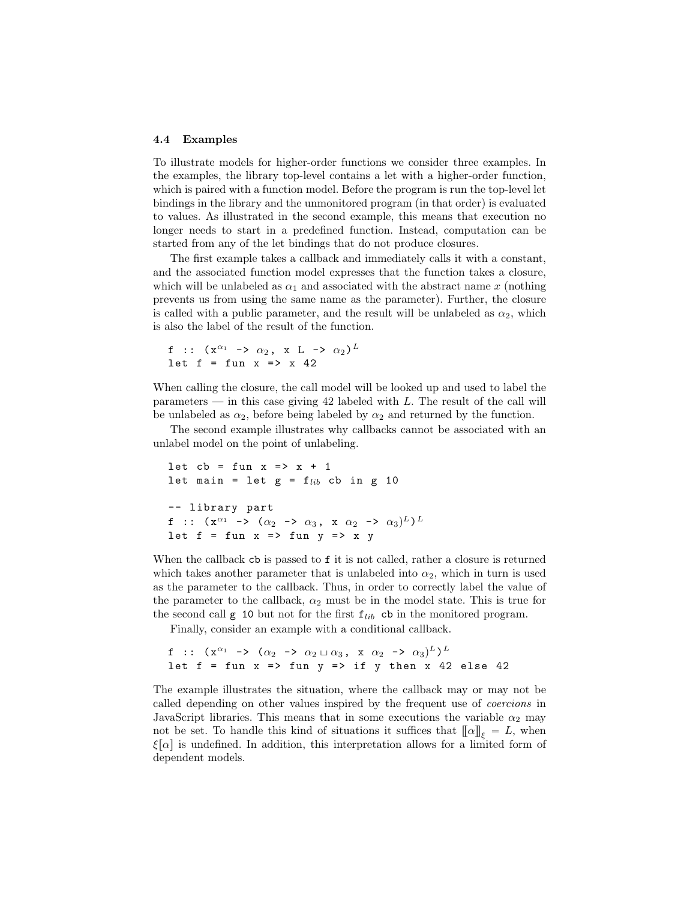### 4.4 Examples

To illustrate models for higher-order functions we consider three examples. In the examples, the library top-level contains a let with a higher-order function, which is paired with a function model. Before the program is run the top-level let bindings in the library and the unmonitored program (in that order) is evaluated to values. As illustrated in the second example, this means that execution no longer needs to start in a predefined function. Instead, computation can be started from any of the let bindings that do not produce closures.

The first example takes a callback and immediately calls it with a constant, and the associated function model expresses that the function takes a closure, which will be unlabeled as $\alpha_1$ and associated with the abstract name $x$ (nothing prevents us from using the same name as the parameter). Further, the closure is called with a public parameter, and the result will be unlabeled as $\alpha_2$, which is also the label of the result of the function.

```
f :: (x^α1 -> α2, x L -> α2)^L
let f = fun x => x 42
```

When calling the closure, the call model will be looked up and used to label the parameters — in this case giving 42 labeled with $L$. The result of the call will be unlabeled as $\alpha_2$, before being labeled by $\alpha_2$ and returned by the function.

The second example illustrates why callbacks cannot be associated with an unlabel model on the point of unlabeling.

```
let cb = fun x => x + 1
let main = let g = f_lib cb in g 10

-- library part
f :: (x^α1 -> (α2 -> α3, x α2 -> α3)^L)^L
let f = fun x => fun y => x y
```

When the callback `cb` is passed to `f` it is not called, rather a closure is returned which takes another parameter that is unlabeled into $\alpha_2$, which in turn is used as the parameter to the callback. Thus, in order to correctly label the value of the parameter to the callback, $\alpha_2$ must be in the model state. This is true for the second call `g 10` but not for the first $\texttt{f}_{lib}$ `cb` in the monitored program.

Finally, consider an example with a conditional callback.

```
f :: (x^α1 -> (α2 -> α2 ⊔ α3, x α2 -> α3)^L)^L
let f = fun x => fun y => if y then x 42 else 42
```

The example illustrates the situation, where the callback may or may not be called depending on other values inspired by the frequent use of *coercions* in JavaScript libraries. This means that in some executions the variable $\alpha_2$ may not be set. To handle this kind of situations it suffices that $[\![\alpha]\!]_\xi = L$, when $\xi[\alpha]$ is undefined. In addition, this interpretation allows for a limited form of dependent models.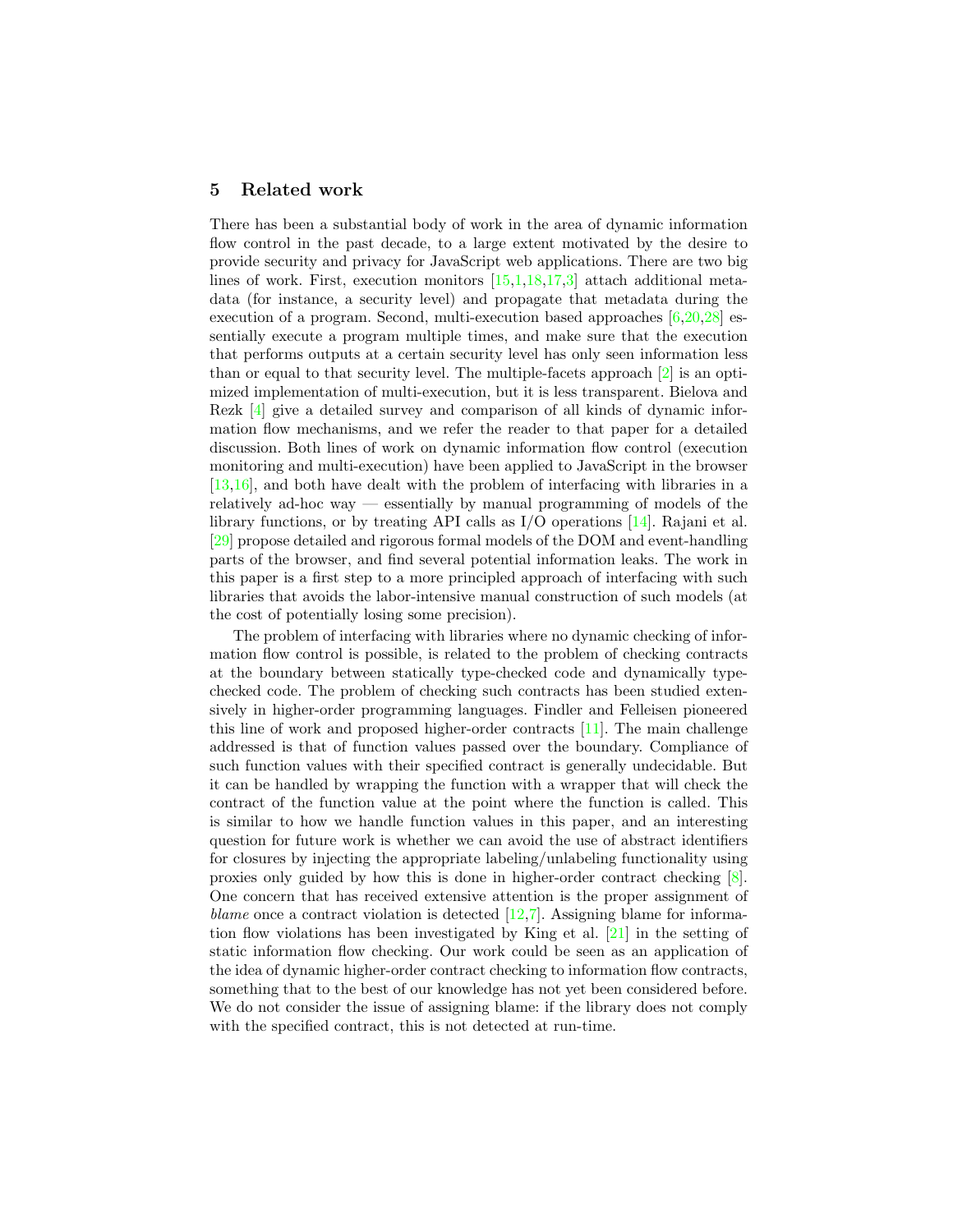## 5 Related work

There has been a substantial body of work in the area of dynamic information flow control in the past decade, to a large extent motivated by the desire to provide security and privacy for JavaScript web applications. There are two big lines of work. First, execution monitors [15,1,18,17,3] attach additional metadata (for instance, a security level) and propagate that metadata during the execution of a program. Second, multi-execution based approaches [6,20,28] essentially execute a program multiple times, and make sure that the execution that performs outputs at a certain security level has only seen information less than or equal to that security level. The multiple-facets approach [2] is an optimized implementation of multi-execution, but it is less transparent. Bielova and Rezk [4] give a detailed survey and comparison of all kinds of dynamic information flow mechanisms, and we refer the reader to that paper for a detailed discussion. Both lines of work on dynamic information flow control (execution monitoring and multi-execution) have been applied to JavaScript in the browser [13,16], and both have dealt with the problem of interfacing with libraries in a relatively ad-hoc way — essentially by manual programming of models of the library functions, or by treating API calls as I/O operations [14]. Rajani et al. [29] propose detailed and rigorous formal models of the DOM and event-handling parts of the browser, and find several potential information leaks. The work in this paper is a first step to a more principled approach of interfacing with such libraries that avoids the labor-intensive manual construction of such models (at the cost of potentially losing some precision).

The problem of interfacing with libraries where no dynamic checking of information flow control is possible, is related to the problem of checking contracts at the boundary between statically type-checked code and dynamically type-checked code. The problem of checking such contracts has been studied extensively in higher-order programming languages. Findler and Felleisen pioneered this line of work and proposed higher-order contracts [11]. The main challenge addressed is that of function values passed over the boundary. Compliance of such function values with their specified contract is generally undecidable. But it can be handled by wrapping the function with a wrapper that will check the contract of the function value at the point where the function is called. This is similar to how we handle function values in this paper, and an interesting question for future work is whether we can avoid the use of abstract identifiers for closures by injecting the appropriate labeling/unlabeling functionality using proxies only guided by how this is done in higher-order contract checking [8]. One concern that has received extensive attention is the proper assignment of *blame* once a contract violation is detected [12,7]. Assigning blame for information flow violations has been investigated by King et al. [21] in the setting of static information flow checking. Our work could be seen as an application of the idea of dynamic higher-order contract checking to information flow contracts, something that to the best of our knowledge has not yet been considered before. We do not consider the issue of assigning blame: if the library does not comply with the specified contract, this is not detected at run-time.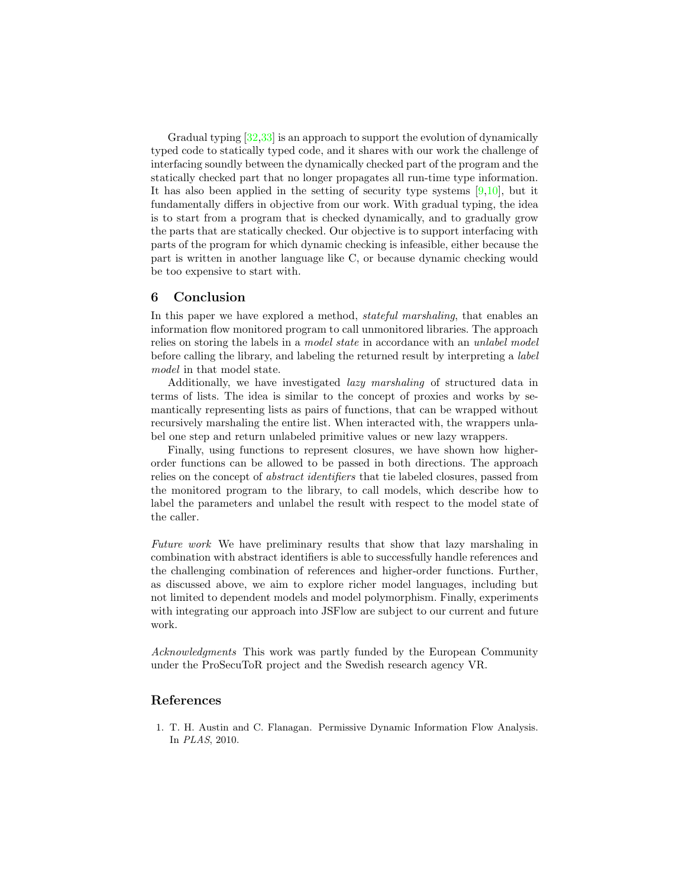Gradual typing [32,33] is an approach to support the evolution of dynamically typed code to statically typed code, and it shares with our work the challenge of interfacing soundly between the dynamically checked part of the program and the statically checked part that no longer propagates all run-time type information. It has also been applied in the setting of security type systems [9,10], but it fundamentally differs in objective from our work. With gradual typing, the idea is to start from a program that is checked dynamically, and to gradually grow the parts that are statically checked. Our objective is to support interfacing with parts of the program for which dynamic checking is infeasible, either because the part is written in another language like C, or because dynamic checking would be too expensive to start with.

## 6 Conclusion

In this paper we have explored a method, *stateful marshaling*, that enables an information flow monitored program to call unmonitored libraries. The approach relies on storing the labels in a *model state* in accordance with an *unlabel model* before calling the library, and labeling the returned result by interpreting a *label model* in that model state.

Additionally, we have investigated *lazy marshaling* of structured data in terms of lists. The idea is similar to the concept of proxies and works by semantically representing lists as pairs of functions, that can be wrapped without recursively marshaling the entire list. When interacted with, the wrappers unlabel one step and return unlabeled primitive values or new lazy wrappers.

Finally, using functions to represent closures, we have shown how higher-order functions can be allowed to be passed in both directions. The approach relies on the concept of *abstract identifiers* that tie labeled closures, passed from the monitored program to the library, to call models, which describe how to label the parameters and unlabel the result with respect to the model state of the caller.

*Future work* We have preliminary results that show that lazy marshaling in combination with abstract identifiers is able to successfully handle references and the challenging combination of references and higher-order functions. Further, as discussed above, we aim to explore richer model languages, including but not limited to dependent models and model polymorphism. Finally, experiments with integrating our approach into JSFlow are subject to our current and future work.

*Acknowledgments* This work was partly funded by the European Community under the ProSecuToR project and the Swedish research agency VR.

## References

1. T. H. Austin and C. Flanagan. Permissive Dynamic Information Flow Analysis. In *PLAS*, 2010.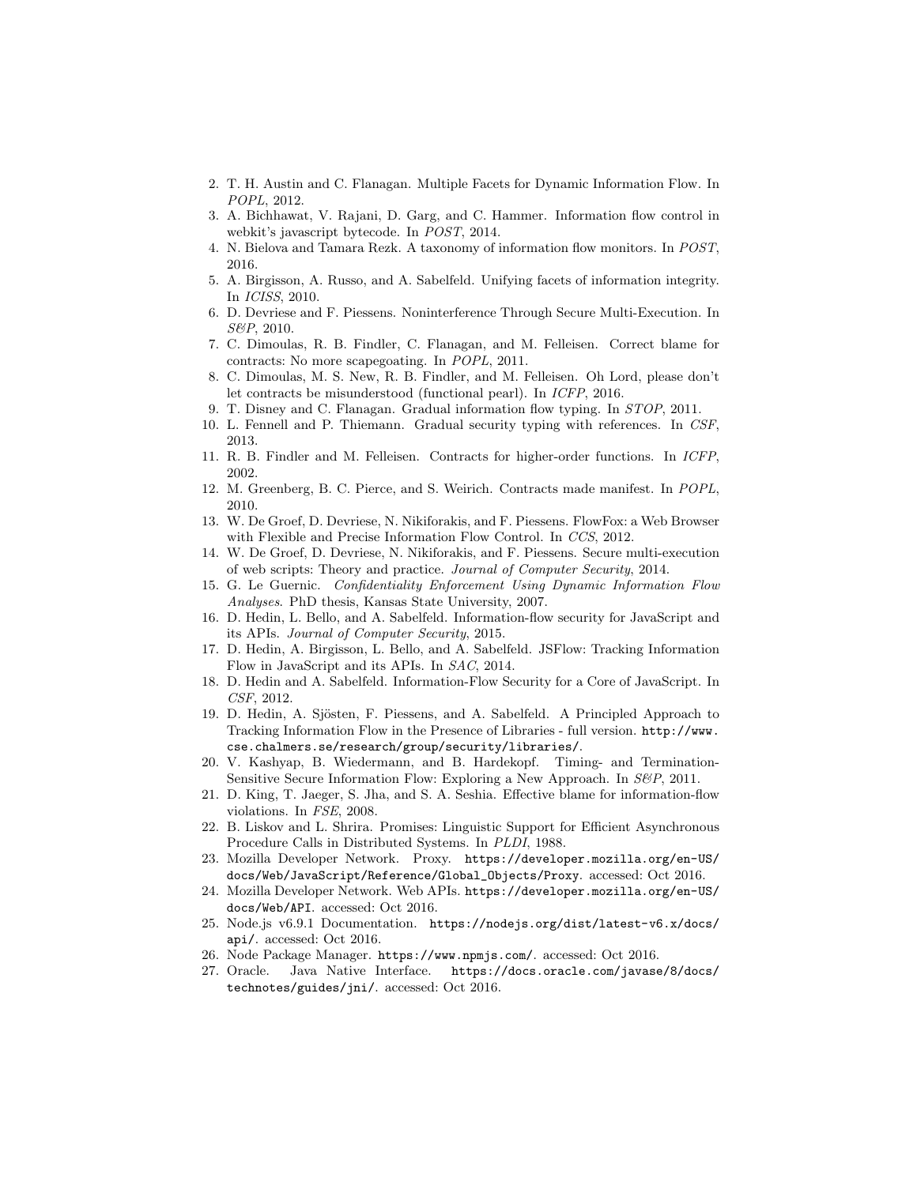2. T. H. Austin and C. Flanagan. Multiple Facets for Dynamic Information Flow. In *POPL*, 2012.
3. A. Bichhawat, V. Rajani, D. Garg, and C. Hammer. Information flow control in webkit's javascript bytecode. In *POST*, 2014.
4. N. Bielova and Tamara Rezk. A taxonomy of information flow monitors. In *POST*, 2016.
5. A. Birgisson, A. Russo, and A. Sabelfeld. Unifying facets of information integrity. In *ICISS*, 2010.
6. D. Devriese and F. Piessens. Noninterference Through Secure Multi-Execution. In *S&P*, 2010.
7. C. Dimoulas, R. B. Findler, C. Flanagan, and M. Felleisen. Correct blame for contracts: No more scapegoating. In *POPL*, 2011.
8. C. Dimoulas, M. S. New, R. B. Findler, and M. Felleisen. Oh Lord, please don't let contracts be misunderstood (functional pearl). In *ICFP*, 2016.
9. T. Disney and C. Flanagan. Gradual information flow typing. In *STOP*, 2011.
10. L. Fennell and P. Thiemann. Gradual security typing with references. In *CSF*, 2013.
11. R. B. Findler and M. Felleisen. Contracts for higher-order functions. In *ICFP*, 2002.
12. M. Greenberg, B. C. Pierce, and S. Weirich. Contracts made manifest. In *POPL*, 2010.
13. W. De Groef, D. Devriese, N. Nikiforakis, and F. Piessens. FlowFox: a Web Browser with Flexible and Precise Information Flow Control. In *CCS*, 2012.
14. W. De Groef, D. Devriese, N. Nikiforakis, and F. Piessens. Secure multi-execution of web scripts: Theory and practice. *Journal of Computer Security*, 2014.
15. G. Le Guernic. *Confidentiality Enforcement Using Dynamic Information Flow Analyses*. PhD thesis, Kansas State University, 2007.
16. D. Hedin, L. Bello, and A. Sabelfeld. Information-flow security for JavaScript and its APIs. *Journal of Computer Security*, 2015.
17. D. Hedin, A. Birgisson, L. Bello, and A. Sabelfeld. JSFlow: Tracking Information Flow in JavaScript and its APIs. In *SAC*, 2014.
18. D. Hedin and A. Sabelfeld. Information-Flow Security for a Core of JavaScript. In *CSF*, 2012.
19. D. Hedin, A. Sjösten, F. Piessens, and A. Sabelfeld. A Principled Approach to Tracking Information Flow in the Presence of Libraries - full version. `http://www.cse.chalmers.se/research/group/security/libraries/`.
20. V. Kashyap, B. Wiedermann, and B. Hardekopf. Timing- and Termination-Sensitive Secure Information Flow: Exploring a New Approach. In *S&P*, 2011.
21. D. King, T. Jaeger, S. Jha, and S. A. Seshia. Effective blame for information-flow violations. In *FSE*, 2008.
22. B. Liskov and L. Shrira. Promises: Linguistic Support for Efficient Asynchronous Procedure Calls in Distributed Systems. In *PLDI*, 1988.
23. Mozilla Developer Network. Proxy. `https://developer.mozilla.org/en-US/docs/Web/JavaScript/Reference/Global_Objects/Proxy`. accessed: Oct 2016.
24. Mozilla Developer Network. Web APIs. `https://developer.mozilla.org/en-US/docs/Web/API`. accessed: Oct 2016.
25. Node.js v6.9.1 Documentation. `https://nodejs.org/dist/latest-v6.x/docs/api/`. accessed: Oct 2016.
26. Node Package Manager. `https://www.npmjs.com/`. accessed: Oct 2016.
27. Oracle. Java Native Interface. `https://docs.oracle.com/javase/8/docs/technotes/guides/jni/`. accessed: Oct 2016.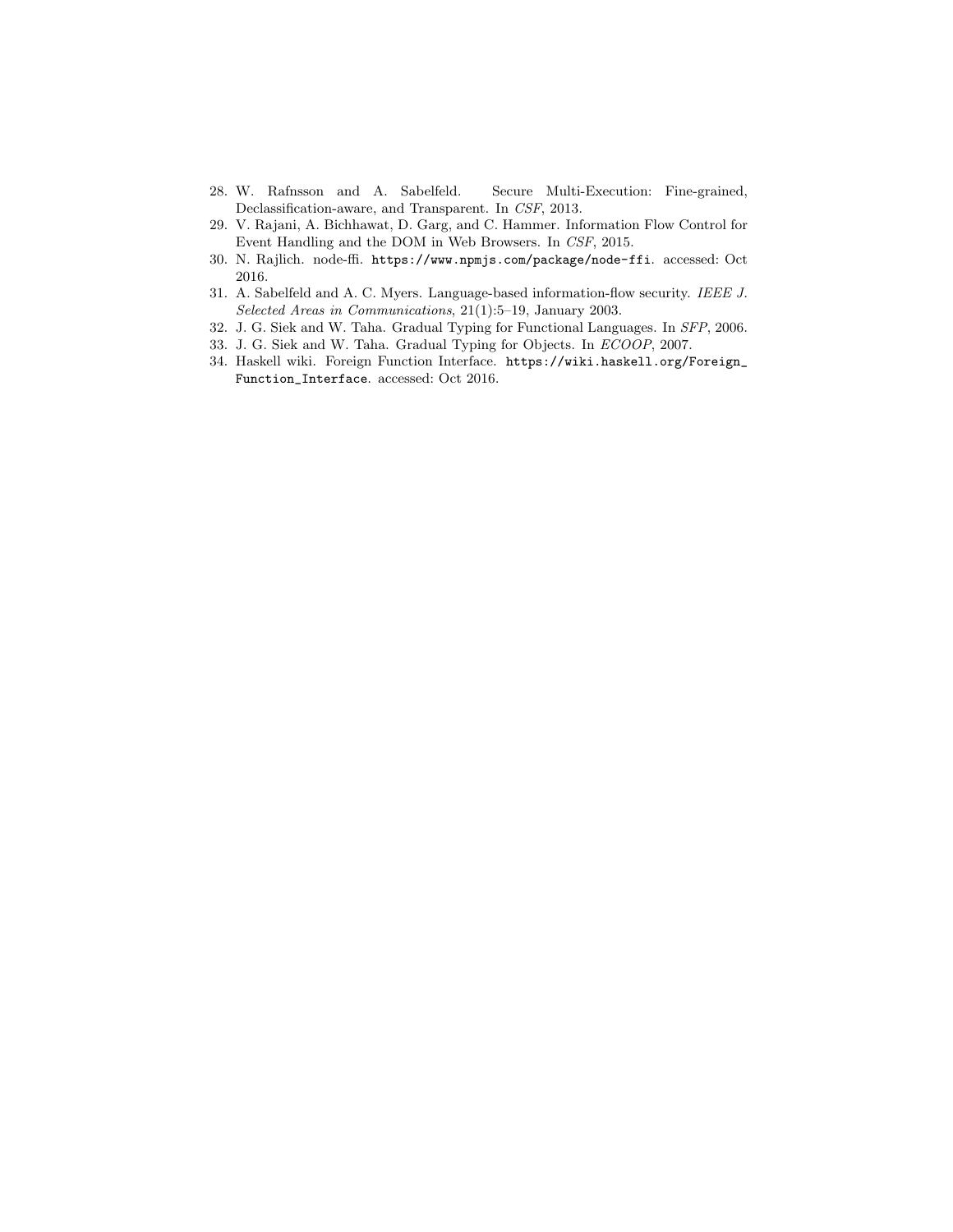28. W. Rafnsson and A. Sabelfeld. Secure Multi-Execution: Fine-grained, Declassification-aware, and Transparent. In *CSF*, 2013.
29. V. Rajani, A. Bichhawat, D. Garg, and C. Hammer. Information Flow Control for Event Handling and the DOM in Web Browsers. In *CSF*, 2015.
30. N. Rajlich. node-ffi. `https://www.npmjs.com/package/node-ffi`. accessed: Oct 2016.
31. A. Sabelfeld and A. C. Myers. Language-based information-flow security. *IEEE J. Selected Areas in Communications*, 21(1):5–19, January 2003.
32. J. G. Siek and W. Taha. Gradual Typing for Functional Languages. In *SFP*, 2006.
33. J. G. Siek and W. Taha. Gradual Typing for Objects. In *ECOOP*, 2007.
34. Haskell wiki. Foreign Function Interface. `https://wiki.haskell.org/Foreign_Function_Interface`. accessed: Oct 2016.